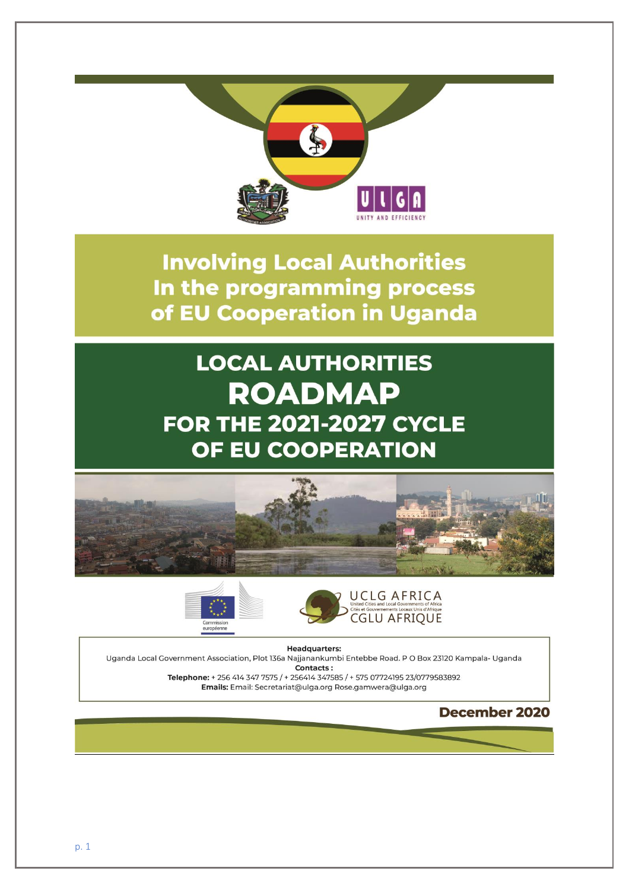# Involving Local Authorities In the programming process of EU Cooperation in Uganda

# LOCAL AUTHORITIES ROADMAP FOR THE 2021-2027 CYCLE OF EU COOPERATION

UCLG AFRICA
United Cities and Local Governments of Africa
Cités et Gouvernements Locaux Unis d'Afrique
CGLU AFRIQUE

Commission européenne

**Headquarters:**
Uganda Local Government Association, Plot 136a Najjanankumbi Entebbe Road. P O Box 23120 Kampala- Uganda

**Contacts :**

**Telephone:** + 256 414 347 7575 / + 256414 347585 / + 575 07724195 23/0779583892

**Emails:** Email: Secretariat@ulga.org Rose.gamwera@ulga.org

**December 2020**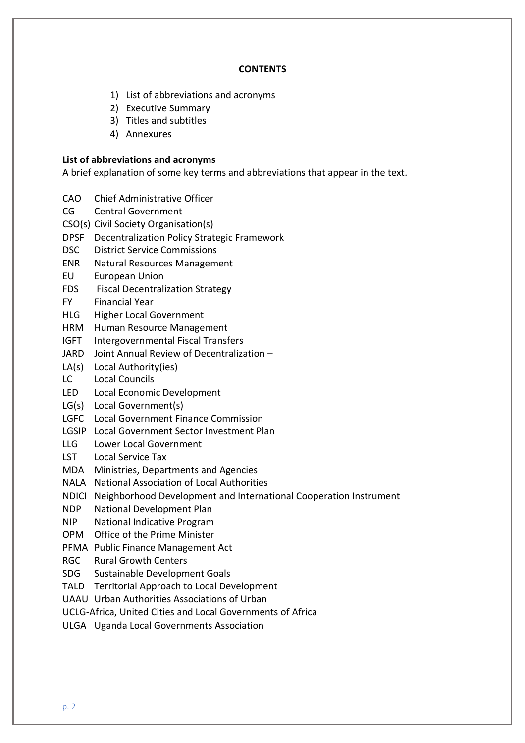## CONTENTS

1) List of abbreviations and acronyms
2) Executive Summary
3) Titles and subtitles
4) Annexures

**List of abbreviations and acronyms**

A brief explanation of some key terms and abbreviations that appear in the text.

CAO Chief Administrative Officer
CG Central Government
CSO(s) Civil Society Organisation(s)
DPSF Decentralization Policy Strategic Framework
DSC District Service Commissions
ENR Natural Resources Management
EU European Union
FDS Fiscal Decentralization Strategy
FY Financial Year
HLG Higher Local Government
HRM Human Resource Management
IGFT Intergovernmental Fiscal Transfers
JARD Joint Annual Review of Decentralization –
LA(s) Local Authority(ies)
LC Local Councils
LED Local Economic Development
LG(s) Local Government(s)
LGFC Local Government Finance Commission
LGSIP Local Government Sector Investment Plan
LLG Lower Local Government
LST Local Service Tax
MDA Ministries, Departments and Agencies
NALA National Association of Local Authorities
NDICI Neighborhood Development and International Cooperation Instrument
NDP National Development Plan
NIP National Indicative Program
OPM Office of the Prime Minister
PFMA Public Finance Management Act
RGC Rural Growth Centers
SDG Sustainable Development Goals
TALD Territorial Approach to Local Development
UAAU Urban Authorities Associations of Urban
UCLG-Africa, United Cities and Local Governments of Africa
ULGA Uganda Local Governments Association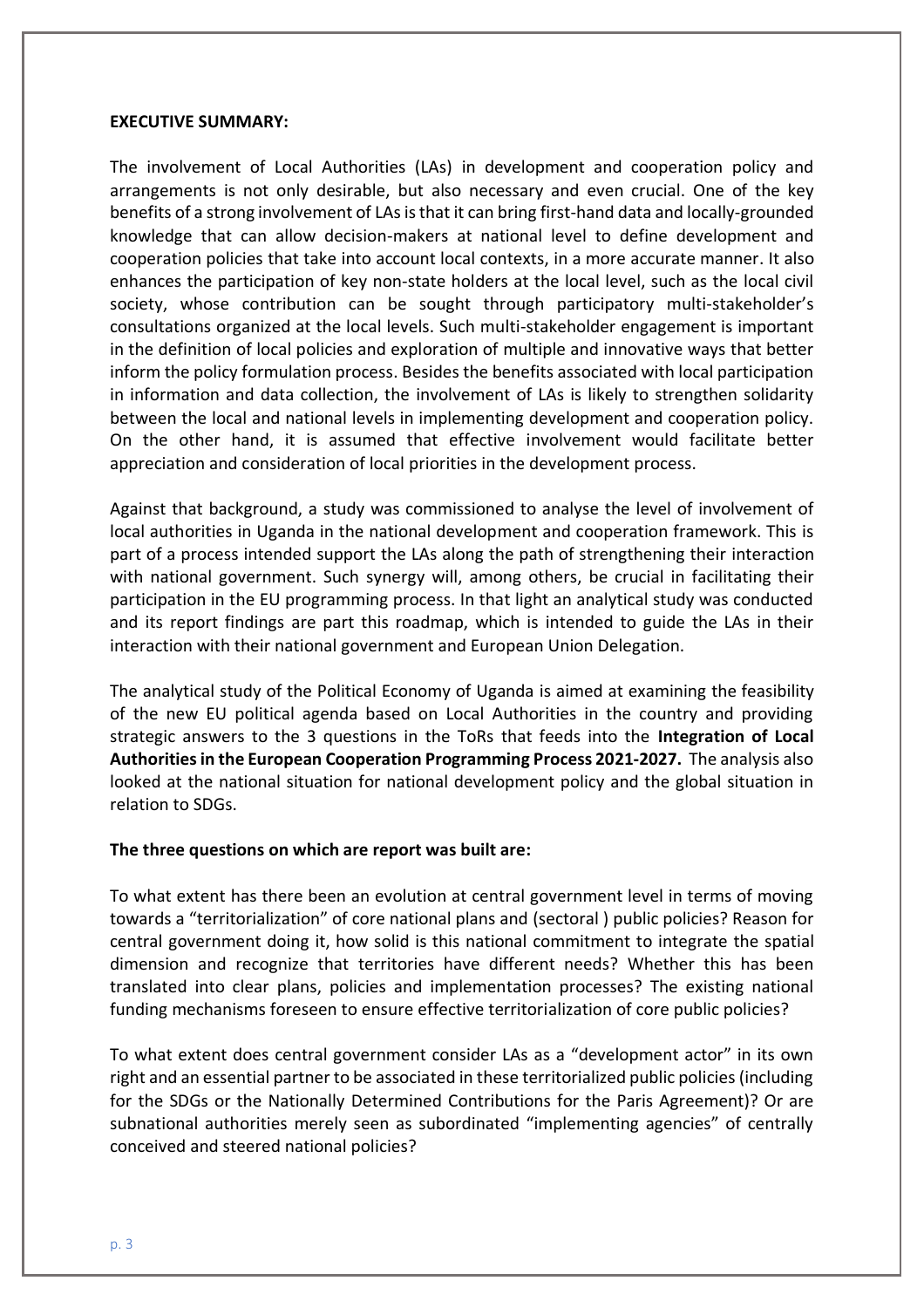**EXECUTIVE SUMMARY:**

The involvement of Local Authorities (LAs) in development and cooperation policy and arrangements is not only desirable, but also necessary and even crucial. One of the key benefits of a strong involvement of LAs is that it can bring first-hand data and locally-grounded knowledge that can allow decision-makers at national level to define development and cooperation policies that take into account local contexts, in a more accurate manner. It also enhances the participation of key non-state holders at the local level, such as the local civil society, whose contribution can be sought through participatory multi-stakeholder's consultations organized at the local levels. Such multi-stakeholder engagement is important in the definition of local policies and exploration of multiple and innovative ways that better inform the policy formulation process. Besides the benefits associated with local participation in information and data collection, the involvement of LAs is likely to strengthen solidarity between the local and national levels in implementing development and cooperation policy. On the other hand, it is assumed that effective involvement would facilitate better appreciation and consideration of local priorities in the development process.

Against that background, a study was commissioned to analyse the level of involvement of local authorities in Uganda in the national development and cooperation framework. This is part of a process intended support the LAs along the path of strengthening their interaction with national government. Such synergy will, among others, be crucial in facilitating their participation in the EU programming process. In that light an analytical study was conducted and its report findings are part this roadmap, which is intended to guide the LAs in their interaction with their national government and European Union Delegation.

The analytical study of the Political Economy of Uganda is aimed at examining the feasibility of the new EU political agenda based on Local Authorities in the country and providing strategic answers to the 3 questions in the ToRs that feeds into the **Integration of Local Authorities in the European Cooperation Programming Process 2021-2027.** The analysis also looked at the national situation for national development policy and the global situation in relation to SDGs.

**The three questions on which are report was built are:**

To what extent has there been an evolution at central government level in terms of moving towards a "territorialization" of core national plans and (sectoral ) public policies? Reason for central government doing it, how solid is this national commitment to integrate the spatial dimension and recognize that territories have different needs? Whether this has been translated into clear plans, policies and implementation processes? The existing national funding mechanisms foreseen to ensure effective territorialization of core public policies?

To what extent does central government consider LAs as a "development actor" in its own right and an essential partner to be associated in these territorialized public policies (including for the SDGs or the Nationally Determined Contributions for the Paris Agreement)? Or are subnational authorities merely seen as subordinated "implementing agencies" of centrally conceived and steered national policies?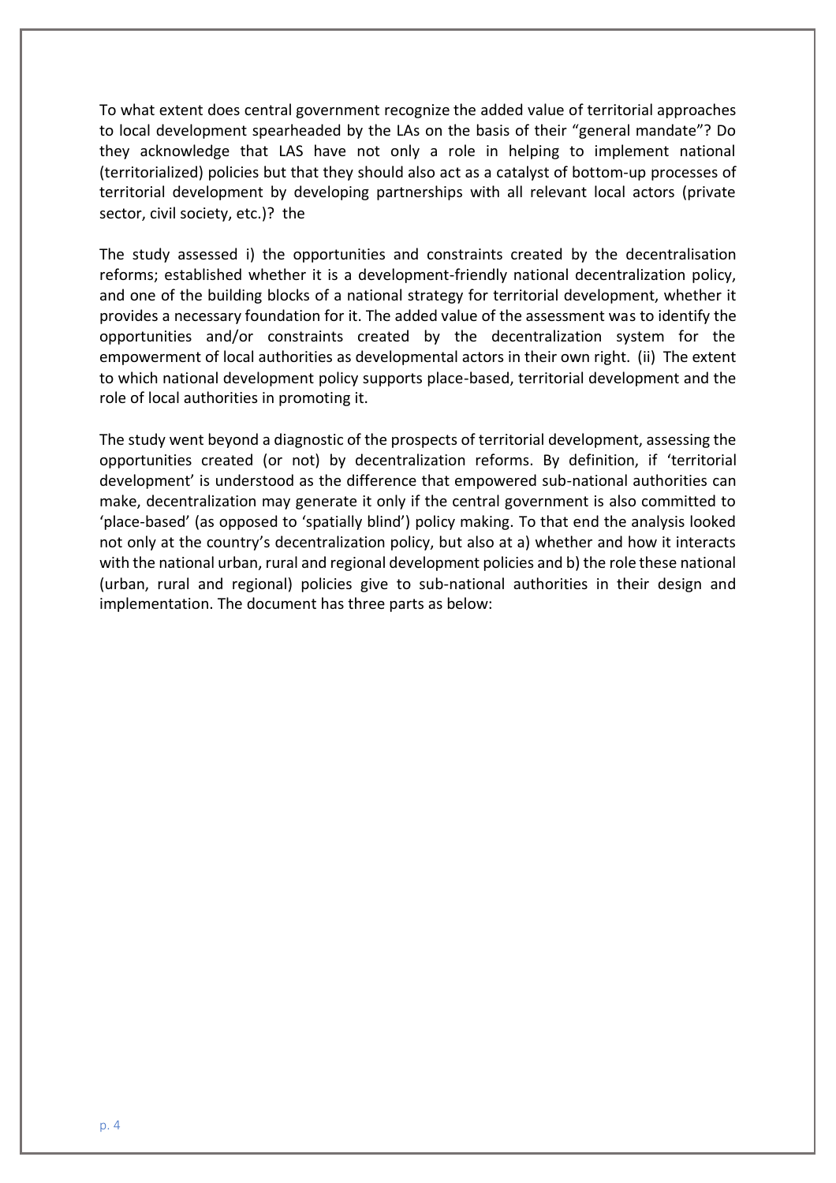To what extent does central government recognize the added value of territorial approaches to local development spearheaded by the LAs on the basis of their "general mandate"? Do they acknowledge that LAS have not only a role in helping to implement national (territorialized) policies but that they should also act as a catalyst of bottom-up processes of territorial development by developing partnerships with all relevant local actors (private sector, civil society, etc.)? the

The study assessed i) the opportunities and constraints created by the decentralisation reforms; established whether it is a development-friendly national decentralization policy, and one of the building blocks of a national strategy for territorial development, whether it provides a necessary foundation for it. The added value of the assessment was to identify the opportunities and/or constraints created by the decentralization system for the empowerment of local authorities as developmental actors in their own right. (ii) The extent to which national development policy supports place-based, territorial development and the role of local authorities in promoting it.

The study went beyond a diagnostic of the prospects of territorial development, assessing the opportunities created (or not) by decentralization reforms. By definition, if 'territorial development' is understood as the difference that empowered sub-national authorities can make, decentralization may generate it only if the central government is also committed to 'place-based' (as opposed to 'spatially blind') policy making. To that end the analysis looked not only at the country's decentralization policy, but also at a) whether and how it interacts with the national urban, rural and regional development policies and b) the role these national (urban, rural and regional) policies give to sub-national authorities in their design and implementation. The document has three parts as below: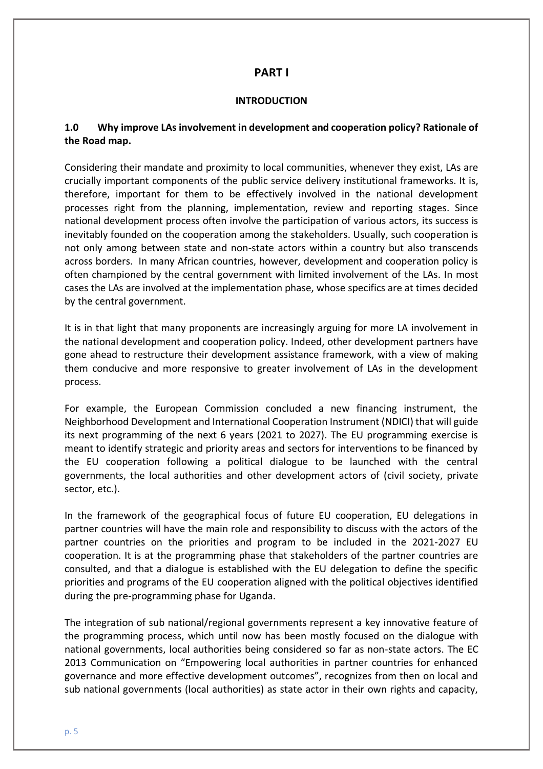# PART I

## INTRODUCTION

### 1.0 Why improve LAs involvement in development and cooperation policy? Rationale of the Road map.

Considering their mandate and proximity to local communities, whenever they exist, LAs are crucially important components of the public service delivery institutional frameworks. It is, therefore, important for them to be effectively involved in the national development processes right from the planning, implementation, review and reporting stages. Since national development process often involve the participation of various actors, its success is inevitably founded on the cooperation among the stakeholders. Usually, such cooperation is not only among between state and non-state actors within a country but also transcends across borders. In many African countries, however, development and cooperation policy is often championed by the central government with limited involvement of the LAs. In most cases the LAs are involved at the implementation phase, whose specifics are at times decided by the central government.

It is in that light that many proponents are increasingly arguing for more LA involvement in the national development and cooperation policy. Indeed, other development partners have gone ahead to restructure their development assistance framework, with a view of making them conducive and more responsive to greater involvement of LAs in the development process.

For example, the European Commission concluded a new financing instrument, the Neighborhood Development and International Cooperation Instrument (NDICI) that will guide its next programming of the next 6 years (2021 to 2027). The EU programming exercise is meant to identify strategic and priority areas and sectors for interventions to be financed by the EU cooperation following a political dialogue to be launched with the central governments, the local authorities and other development actors of (civil society, private sector, etc.).

In the framework of the geographical focus of future EU cooperation, EU delegations in partner countries will have the main role and responsibility to discuss with the actors of the partner countries on the priorities and program to be included in the 2021-2027 EU cooperation. It is at the programming phase that stakeholders of the partner countries are consulted, and that a dialogue is established with the EU delegation to define the specific priorities and programs of the EU cooperation aligned with the political objectives identified during the pre-programming phase for Uganda.

The integration of sub national/regional governments represent a key innovative feature of the programming process, which until now has been mostly focused on the dialogue with national governments, local authorities being considered so far as non-state actors. The EC 2013 Communication on "Empowering local authorities in partner countries for enhanced governance and more effective development outcomes", recognizes from then on local and sub national governments (local authorities) as state actor in their own rights and capacity,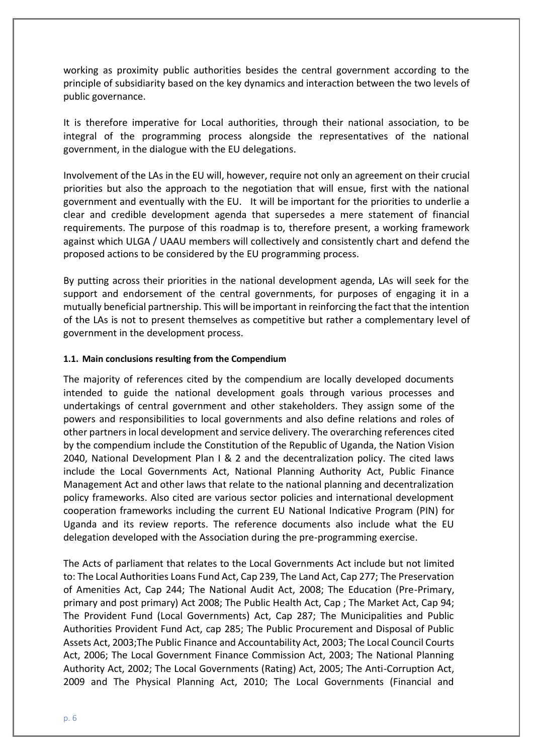working as proximity public authorities besides the central government according to the principle of subsidiarity based on the key dynamics and interaction between the two levels of public governance.

It is therefore imperative for Local authorities, through their national association, to be integral of the programming process alongside the representatives of the national government, in the dialogue with the EU delegations.

Involvement of the LAs in the EU will, however, require not only an agreement on their crucial priorities but also the approach to the negotiation that will ensue, first with the national government and eventually with the EU. It will be important for the priorities to underlie a clear and credible development agenda that supersedes a mere statement of financial requirements. The purpose of this roadmap is to, therefore present, a working framework against which ULGA / UAAU members will collectively and consistently chart and defend the proposed actions to be considered by the EU programming process.

By putting across their priorities in the national development agenda, LAs will seek for the support and endorsement of the central governments, for purposes of engaging it in a mutually beneficial partnership. This will be important in reinforcing the fact that the intention of the LAs is not to present themselves as competitive but rather a complementary level of government in the development process.

#### 1.1. Main conclusions resulting from the Compendium

The majority of references cited by the compendium are locally developed documents intended to guide the national development goals through various processes and undertakings of central government and other stakeholders. They assign some of the powers and responsibilities to local governments and also define relations and roles of other partners in local development and service delivery. The overarching references cited by the compendium include the Constitution of the Republic of Uganda, the Nation Vision 2040, National Development Plan I & 2 and the decentralization policy. The cited laws include the Local Governments Act, National Planning Authority Act, Public Finance Management Act and other laws that relate to the national planning and decentralization policy frameworks. Also cited are various sector policies and international development cooperation frameworks including the current EU National Indicative Program (PIN) for Uganda and its review reports. The reference documents also include what the EU delegation developed with the Association during the pre-programming exercise.

The Acts of parliament that relates to the Local Governments Act include but not limited to: The Local Authorities Loans Fund Act, Cap 239, The Land Act, Cap 277; The Preservation of Amenities Act, Cap 244; The National Audit Act, 2008; The Education (Pre-Primary, primary and post primary) Act 2008; The Public Health Act, Cap ; The Market Act, Cap 94; The Provident Fund (Local Governments) Act, Cap 287; The Municipalities and Public Authorities Provident Fund Act, cap 285; The Public Procurement and Disposal of Public Assets Act, 2003;The Public Finance and Accountability Act, 2003; The Local Council Courts Act, 2006; The Local Government Finance Commission Act, 2003; The National Planning Authority Act, 2002; The Local Governments (Rating) Act, 2005; The Anti-Corruption Act, 2009 and The Physical Planning Act, 2010; The Local Governments (Financial and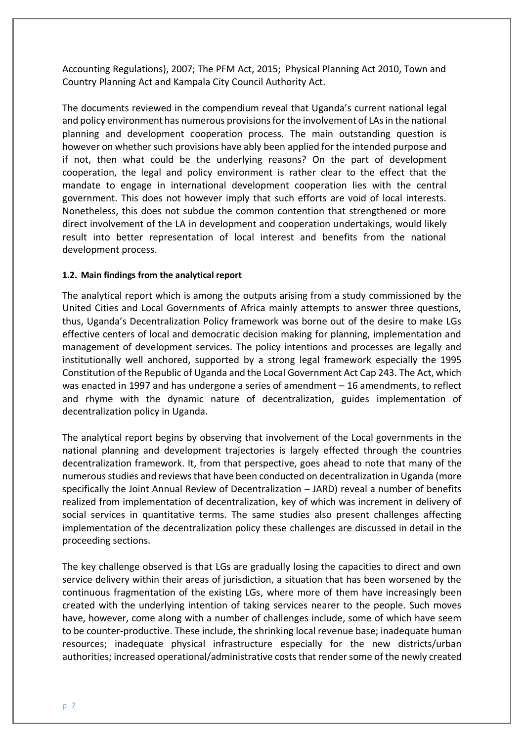Accounting Regulations), 2007; The PFM Act, 2015; Physical Planning Act 2010, Town and Country Planning Act and Kampala City Council Authority Act.

The documents reviewed in the compendium reveal that Uganda's current national legal and policy environment has numerous provisions for the involvement of LAs in the national planning and development cooperation process. The main outstanding question is however on whether such provisions have ably been applied for the intended purpose and if not, then what could be the underlying reasons? On the part of development cooperation, the legal and policy environment is rather clear to the effect that the mandate to engage in international development cooperation lies with the central government. This does not however imply that such efforts are void of local interests. Nonetheless, this does not subdue the common contention that strengthened or more direct involvement of the LA in development and cooperation undertakings, would likely result into better representation of local interest and benefits from the national development process.

### 1.2. Main findings from the analytical report

The analytical report which is among the outputs arising from a study commissioned by the United Cities and Local Governments of Africa mainly attempts to answer three questions, thus, Uganda's Decentralization Policy framework was borne out of the desire to make LGs effective centers of local and democratic decision making for planning, implementation and management of development services. The policy intentions and processes are legally and institutionally well anchored, supported by a strong legal framework especially the 1995 Constitution of the Republic of Uganda and the Local Government Act Cap 243. The Act, which was enacted in 1997 and has undergone a series of amendment – 16 amendments, to reflect and rhyme with the dynamic nature of decentralization, guides implementation of decentralization policy in Uganda.

The analytical report begins by observing that involvement of the Local governments in the national planning and development trajectories is largely effected through the countries decentralization framework. It, from that perspective, goes ahead to note that many of the numerous studies and reviews that have been conducted on decentralization in Uganda (more specifically the Joint Annual Review of Decentralization – JARD) reveal a number of benefits realized from implementation of decentralization, key of which was increment in delivery of social services in quantitative terms. The same studies also present challenges affecting implementation of the decentralization policy these challenges are discussed in detail in the proceeding sections.

The key challenge observed is that LGs are gradually losing the capacities to direct and own service delivery within their areas of jurisdiction, a situation that has been worsened by the continuous fragmentation of the existing LGs, where more of them have increasingly been created with the underlying intention of taking services nearer to the people. Such moves have, however, come along with a number of challenges include, some of which have seem to be counter-productive. These include, the shrinking local revenue base; inadequate human resources; inadequate physical infrastructure especially for the new districts/urban authorities; increased operational/administrative costs that render some of the newly created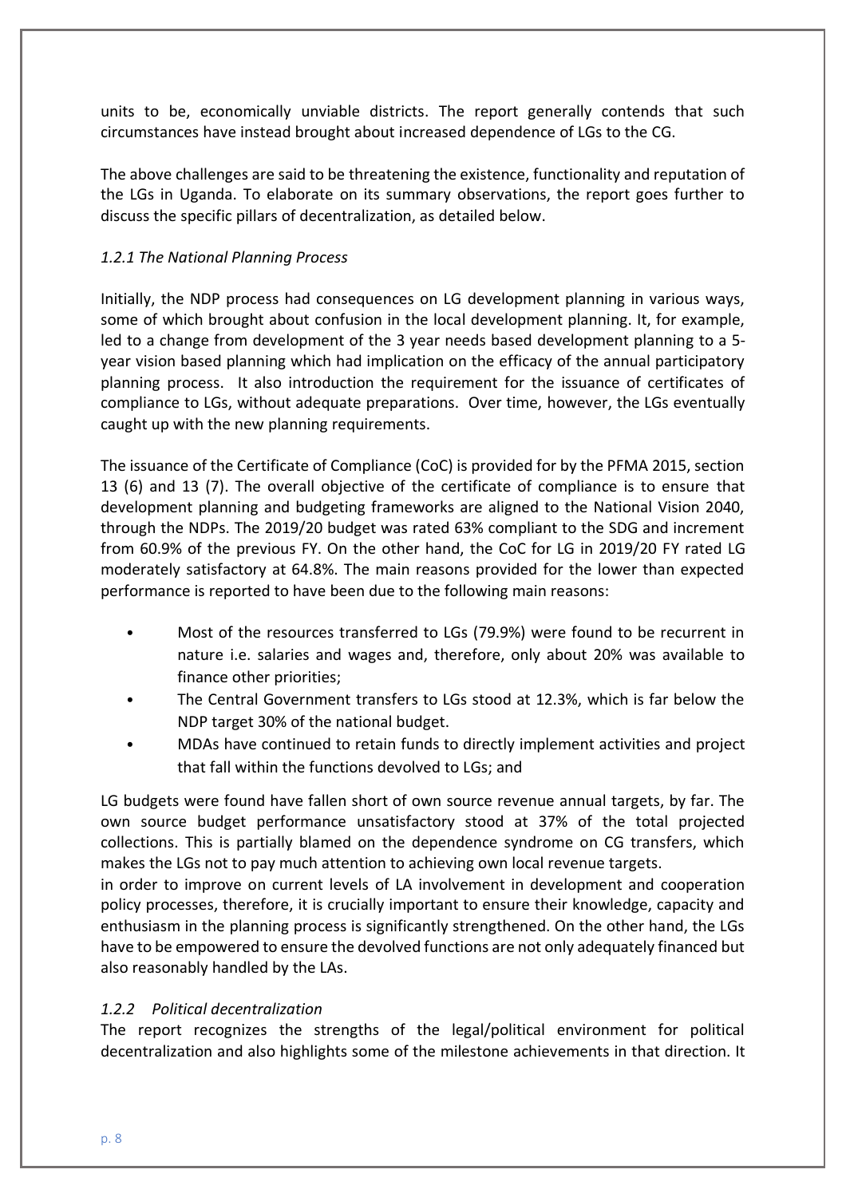units to be, economically unviable districts. The report generally contends that such circumstances have instead brought about increased dependence of LGs to the CG.

The above challenges are said to be threatening the existence, functionality and reputation of the LGs in Uganda. To elaborate on its summary observations, the report goes further to discuss the specific pillars of decentralization, as detailed below.

### *1.2.1 The National Planning Process*

Initially, the NDP process had consequences on LG development planning in various ways, some of which brought about confusion in the local development planning. It, for example, led to a change from development of the 3 year needs based development planning to a 5-year vision based planning which had implication on the efficacy of the annual participatory planning process. It also introduction the requirement for the issuance of certificates of compliance to LGs, without adequate preparations. Over time, however, the LGs eventually caught up with the new planning requirements.

The issuance of the Certificate of Compliance (CoC) is provided for by the PFMA 2015, section 13 (6) and 13 (7). The overall objective of the certificate of compliance is to ensure that development planning and budgeting frameworks are aligned to the National Vision 2040, through the NDPs. The 2019/20 budget was rated 63% compliant to the SDG and increment from 60.9% of the previous FY. On the other hand, the CoC for LG in 2019/20 FY rated LG moderately satisfactory at 64.8%. The main reasons provided for the lower than expected performance is reported to have been due to the following main reasons:

- Most of the resources transferred to LGs (79.9%) were found to be recurrent in nature i.e. salaries and wages and, therefore, only about 20% was available to finance other priorities;
- The Central Government transfers to LGs stood at 12.3%, which is far below the NDP target 30% of the national budget.
- MDAs have continued to retain funds to directly implement activities and project that fall within the functions devolved to LGs; and

LG budgets were found have fallen short of own source revenue annual targets, by far. The own source budget performance unsatisfactory stood at 37% of the total projected collections. This is partially blamed on the dependence syndrome on CG transfers, which makes the LGs not to pay much attention to achieving own local revenue targets.
in order to improve on current levels of LA involvement in development and cooperation policy processes, therefore, it is crucially important to ensure their knowledge, capacity and enthusiasm in the planning process is significantly strengthened. On the other hand, the LGs have to be empowered to ensure the devolved functions are not only adequately financed but also reasonably handled by the LAs.

### *1.2.2 Political decentralization*

The report recognizes the strengths of the legal/political environment for political decentralization and also highlights some of the milestone achievements in that direction. It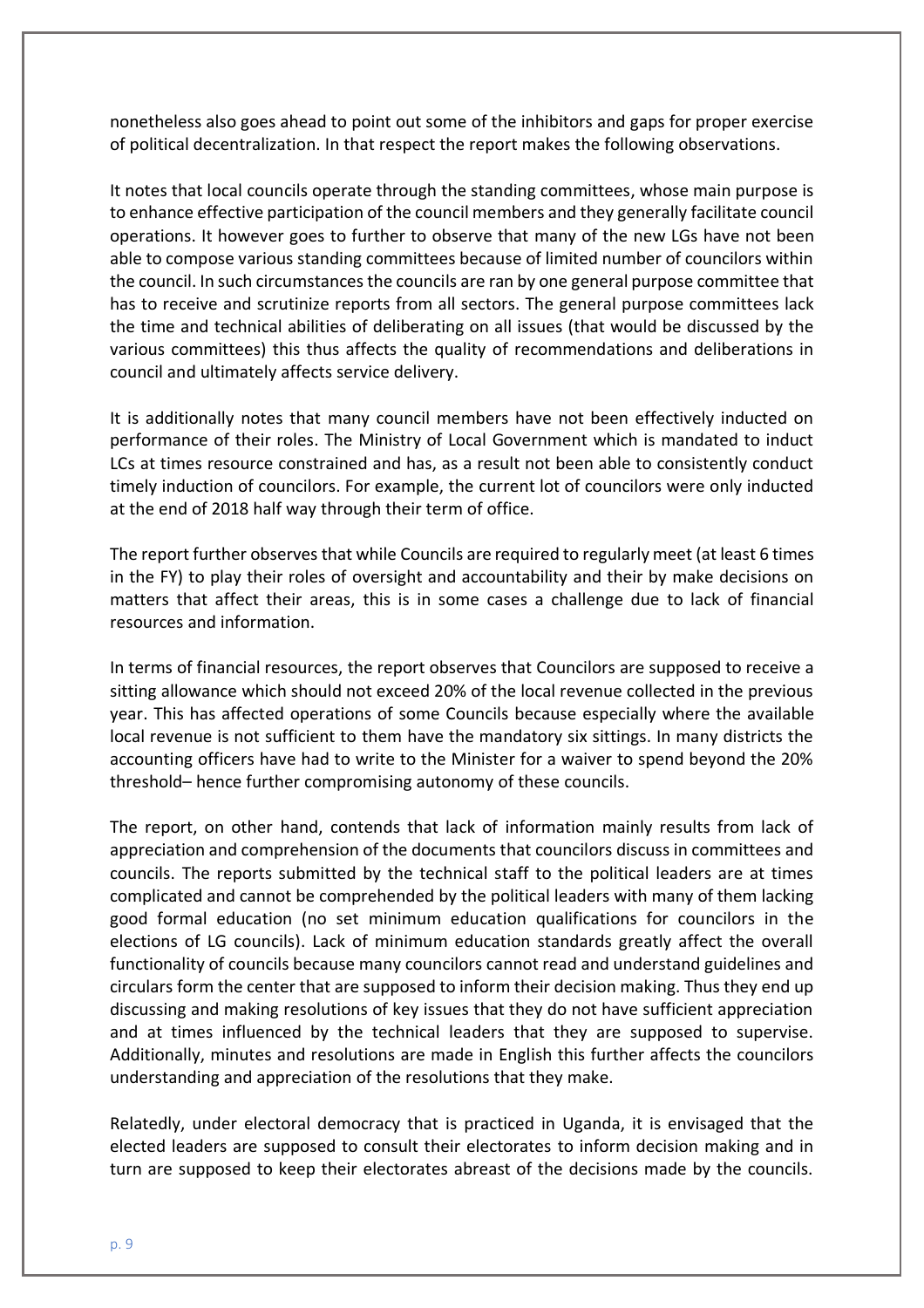nonetheless also goes ahead to point out some of the inhibitors and gaps for proper exercise of political decentralization. In that respect the report makes the following observations.

It notes that local councils operate through the standing committees, whose main purpose is to enhance effective participation of the council members and they generally facilitate council operations. It however goes to further to observe that many of the new LGs have not been able to compose various standing committees because of limited number of councilors within the council. In such circumstances the councils are ran by one general purpose committee that has to receive and scrutinize reports from all sectors. The general purpose committees lack the time and technical abilities of deliberating on all issues (that would be discussed by the various committees) this thus affects the quality of recommendations and deliberations in council and ultimately affects service delivery.

It is additionally notes that many council members have not been effectively inducted on performance of their roles. The Ministry of Local Government which is mandated to induct LCs at times resource constrained and has, as a result not been able to consistently conduct timely induction of councilors. For example, the current lot of councilors were only inducted at the end of 2018 half way through their term of office.

The report further observes that while Councils are required to regularly meet (at least 6 times in the FY) to play their roles of oversight and accountability and their by make decisions on matters that affect their areas, this is in some cases a challenge due to lack of financial resources and information.

In terms of financial resources, the report observes that Councilors are supposed to receive a sitting allowance which should not exceed 20% of the local revenue collected in the previous year. This has affected operations of some Councils because especially where the available local revenue is not sufficient to them have the mandatory six sittings. In many districts the accounting officers have had to write to the Minister for a waiver to spend beyond the 20% threshold– hence further compromising autonomy of these councils.

The report, on other hand, contends that lack of information mainly results from lack of appreciation and comprehension of the documents that councilors discuss in committees and councils. The reports submitted by the technical staff to the political leaders are at times complicated and cannot be comprehended by the political leaders with many of them lacking good formal education (no set minimum education qualifications for councilors in the elections of LG councils). Lack of minimum education standards greatly affect the overall functionality of councils because many councilors cannot read and understand guidelines and circulars form the center that are supposed to inform their decision making. Thus they end up discussing and making resolutions of key issues that they do not have sufficient appreciation and at times influenced by the technical leaders that they are supposed to supervise. Additionally, minutes and resolutions are made in English this further affects the councilors understanding and appreciation of the resolutions that they make.

Relatedly, under electoral democracy that is practiced in Uganda, it is envisaged that the elected leaders are supposed to consult their electorates to inform decision making and in turn are supposed to keep their electorates abreast of the decisions made by the councils.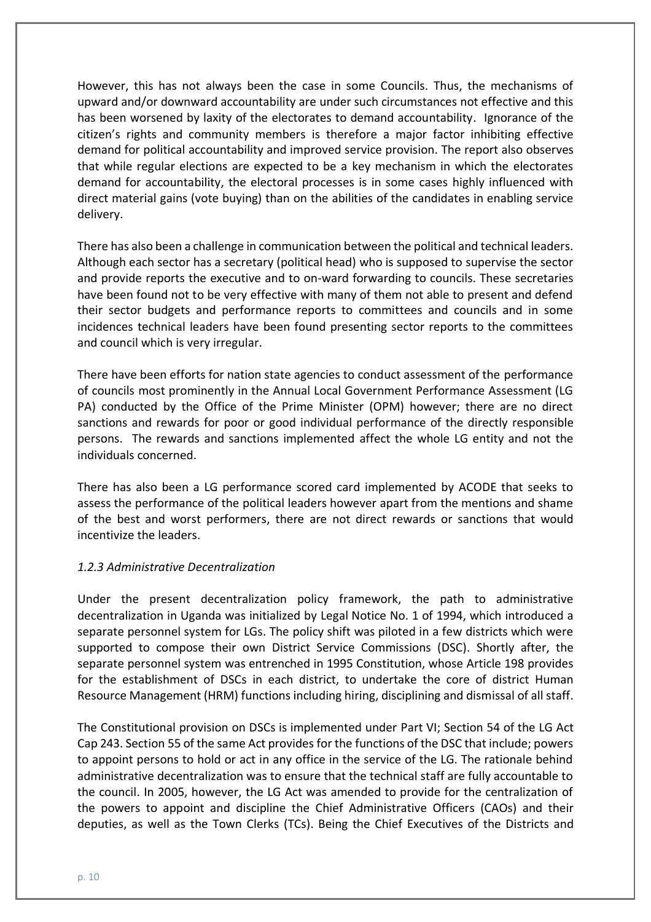However, this has not always been the case in some Councils. Thus, the mechanisms of upward and/or downward accountability are under such circumstances not effective and this has been worsened by laxity of the electorates to demand accountability. Ignorance of the citizen's rights and community members is therefore a major factor inhibiting effective demand for political accountability and improved service provision. The report also observes that while regular elections are expected to be a key mechanism in which the electorates demand for accountability, the electoral processes is in some cases highly influenced with direct material gains (vote buying) than on the abilities of the candidates in enabling service delivery.

There has also been a challenge in communication between the political and technical leaders. Although each sector has a secretary (political head) who is supposed to supervise the sector and provide reports the executive and to on-ward forwarding to councils. These secretaries have been found not to be very effective with many of them not able to present and defend their sector budgets and performance reports to committees and councils and in some incidences technical leaders have been found presenting sector reports to the committees and council which is very irregular.

There have been efforts for nation state agencies to conduct assessment of the performance of councils most prominently in the Annual Local Government Performance Assessment (LG PA) conducted by the Office of the Prime Minister (OPM) however; there are no direct sanctions and rewards for poor or good individual performance of the directly responsible persons. The rewards and sanctions implemented affect the whole LG entity and not the individuals concerned.

There has also been a LG performance scored card implemented by ACODE that seeks to assess the performance of the political leaders however apart from the mentions and shame of the best and worst performers, there are not direct rewards or sanctions that would incentivize the leaders.

*1.2.3 Administrative Decentralization*

Under the present decentralization policy framework, the path to administrative decentralization in Uganda was initialized by Legal Notice No. 1 of 1994, which introduced a separate personnel system for LGs. The policy shift was piloted in a few districts which were supported to compose their own District Service Commissions (DSC). Shortly after, the separate personnel system was entrenched in 1995 Constitution, whose Article 198 provides for the establishment of DSCs in each district, to undertake the core of district Human Resource Management (HRM) functions including hiring, disciplining and dismissal of all staff.

The Constitutional provision on DSCs is implemented under Part VI; Section 54 of the LG Act Cap 243. Section 55 of the same Act provides for the functions of the DSC that include; powers to appoint persons to hold or act in any office in the service of the LG. The rationale behind administrative decentralization was to ensure that the technical staff are fully accountable to the council. In 2005, however, the LG Act was amended to provide for the centralization of the powers to appoint and discipline the Chief Administrative Officers (CAOs) and their deputies, as well as the Town Clerks (TCs). Being the Chief Executives of the Districts and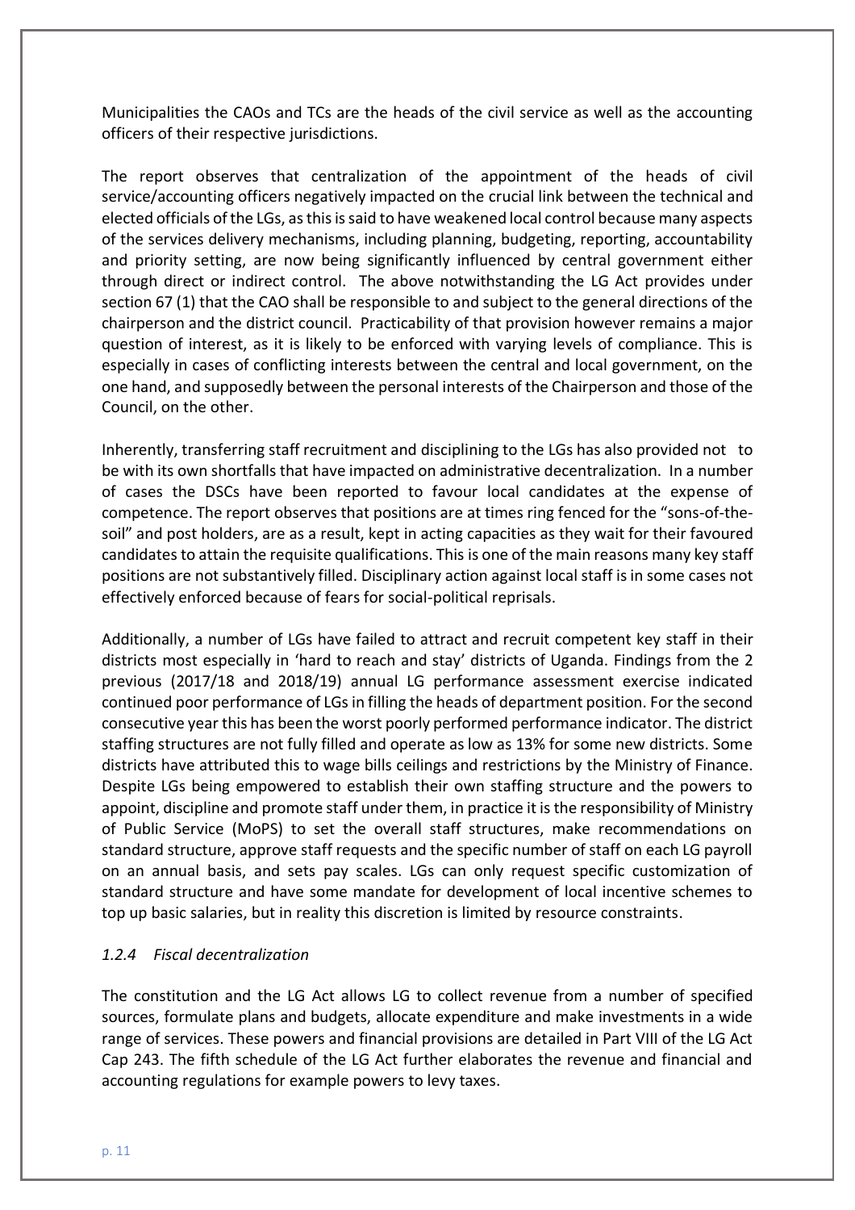Municipalities the CAOs and TCs are the heads of the civil service as well as the accounting officers of their respective jurisdictions.

The report observes that centralization of the appointment of the heads of civil service/accounting officers negatively impacted on the crucial link between the technical and elected officials of the LGs, as this is said to have weakened local control because many aspects of the services delivery mechanisms, including planning, budgeting, reporting, accountability and priority setting, are now being significantly influenced by central government either through direct or indirect control. The above notwithstanding the LG Act provides under section 67 (1) that the CAO shall be responsible to and subject to the general directions of the chairperson and the district council. Practicability of that provision however remains a major question of interest, as it is likely to be enforced with varying levels of compliance. This is especially in cases of conflicting interests between the central and local government, on the one hand, and supposedly between the personal interests of the Chairperson and those of the Council, on the other.

Inherently, transferring staff recruitment and disciplining to the LGs has also provided not to be with its own shortfalls that have impacted on administrative decentralization. In a number of cases the DSCs have been reported to favour local candidates at the expense of competence. The report observes that positions are at times ring fenced for the "sons-of-the-soil" and post holders, are as a result, kept in acting capacities as they wait for their favoured candidates to attain the requisite qualifications. This is one of the main reasons many key staff positions are not substantively filled. Disciplinary action against local staff is in some cases not effectively enforced because of fears for social-political reprisals.

Additionally, a number of LGs have failed to attract and recruit competent key staff in their districts most especially in 'hard to reach and stay' districts of Uganda. Findings from the 2 previous (2017/18 and 2018/19) annual LG performance assessment exercise indicated continued poor performance of LGs in filling the heads of department position. For the second consecutive year this has been the worst poorly performed performance indicator. The district staffing structures are not fully filled and operate as low as 13% for some new districts. Some districts have attributed this to wage bills ceilings and restrictions by the Ministry of Finance. Despite LGs being empowered to establish their own staffing structure and the powers to appoint, discipline and promote staff under them, in practice it is the responsibility of Ministry of Public Service (MoPS) to set the overall staff structures, make recommendations on standard structure, approve staff requests and the specific number of staff on each LG payroll on an annual basis, and sets pay scales. LGs can only request specific customization of standard structure and have some mandate for development of local incentive schemes to top up basic salaries, but in reality this discretion is limited by resource constraints.

#### *1.2.4 Fiscal decentralization*

The constitution and the LG Act allows LG to collect revenue from a number of specified sources, formulate plans and budgets, allocate expenditure and make investments in a wide range of services. These powers and financial provisions are detailed in Part VIII of the LG Act Cap 243. The fifth schedule of the LG Act further elaborates the revenue and financial and accounting regulations for example powers to levy taxes.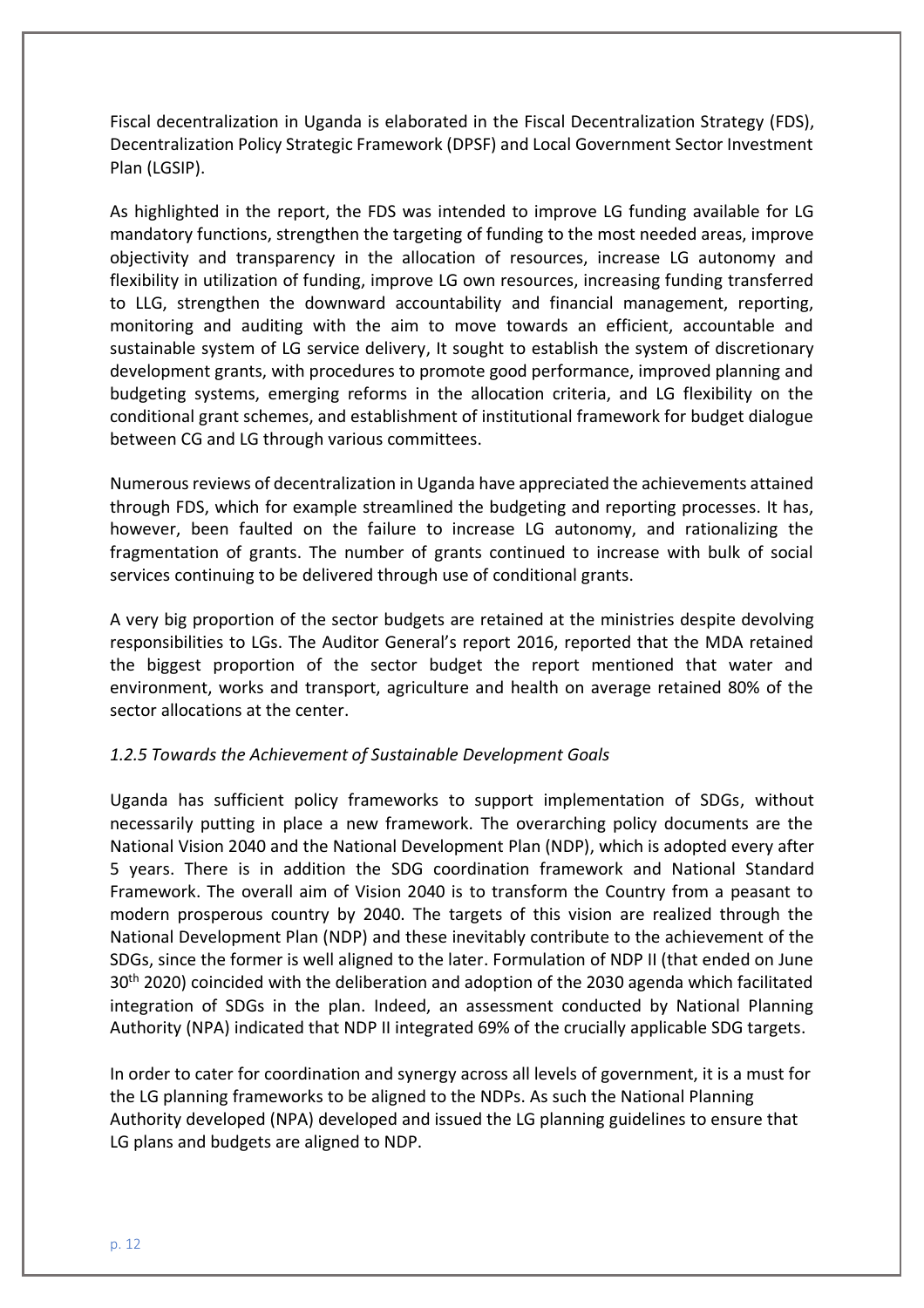Fiscal decentralization in Uganda is elaborated in the Fiscal Decentralization Strategy (FDS), Decentralization Policy Strategic Framework (DPSF) and Local Government Sector Investment Plan (LGSIP).

As highlighted in the report, the FDS was intended to improve LG funding available for LG mandatory functions, strengthen the targeting of funding to the most needed areas, improve objectivity and transparency in the allocation of resources, increase LG autonomy and flexibility in utilization of funding, improve LG own resources, increasing funding transferred to LLG, strengthen the downward accountability and financial management, reporting, monitoring and auditing with the aim to move towards an efficient, accountable and sustainable system of LG service delivery, It sought to establish the system of discretionary development grants, with procedures to promote good performance, improved planning and budgeting systems, emerging reforms in the allocation criteria, and LG flexibility on the conditional grant schemes, and establishment of institutional framework for budget dialogue between CG and LG through various committees.

Numerous reviews of decentralization in Uganda have appreciated the achievements attained through FDS, which for example streamlined the budgeting and reporting processes. It has, however, been faulted on the failure to increase LG autonomy, and rationalizing the fragmentation of grants. The number of grants continued to increase with bulk of social services continuing to be delivered through use of conditional grants.

A very big proportion of the sector budgets are retained at the ministries despite devolving responsibilities to LGs. The Auditor General's report 2016, reported that the MDA retained the biggest proportion of the sector budget the report mentioned that water and environment, works and transport, agriculture and health on average retained 80% of the sector allocations at the center.

#### *1.2.5 Towards the Achievement of Sustainable Development Goals*

Uganda has sufficient policy frameworks to support implementation of SDGs, without necessarily putting in place a new framework. The overarching policy documents are the National Vision 2040 and the National Development Plan (NDP), which is adopted every after 5 years. There is in addition the SDG coordination framework and National Standard Framework. The overall aim of Vision 2040 is to transform the Country from a peasant to modern prosperous country by 2040. The targets of this vision are realized through the National Development Plan (NDP) and these inevitably contribute to the achievement of the SDGs, since the former is well aligned to the later. Formulation of NDP II (that ended on June 30th 2020) coincided with the deliberation and adoption of the 2030 agenda which facilitated integration of SDGs in the plan. Indeed, an assessment conducted by National Planning Authority (NPA) indicated that NDP II integrated 69% of the crucially applicable SDG targets.

In order to cater for coordination and synergy across all levels of government, it is a must for the LG planning frameworks to be aligned to the NDPs. As such the National Planning Authority developed (NPA) developed and issued the LG planning guidelines to ensure that LG plans and budgets are aligned to NDP.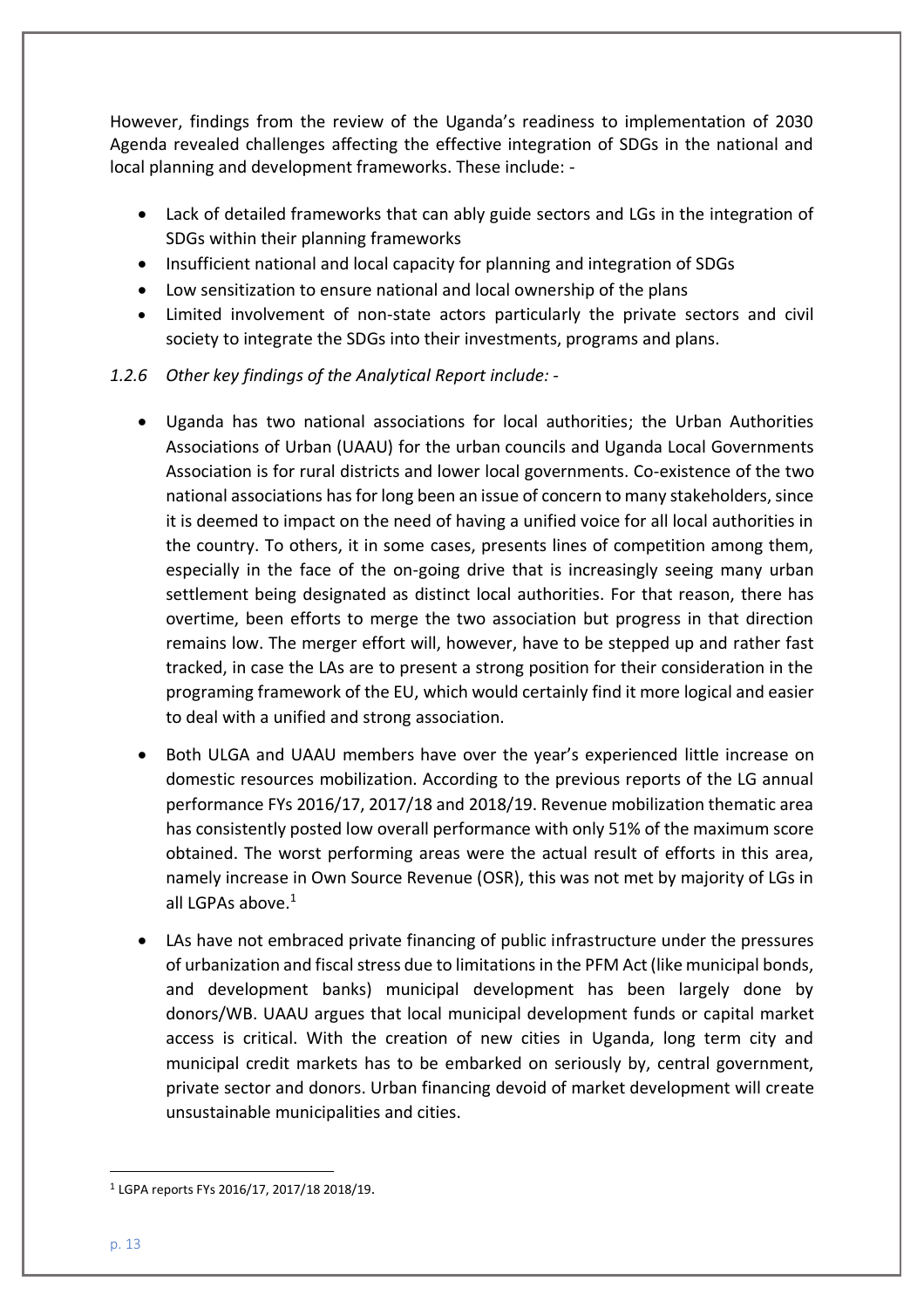However, findings from the review of the Uganda's readiness to implementation of 2030 Agenda revealed challenges affecting the effective integration of SDGs in the national and local planning and development frameworks. These include: -

- Lack of detailed frameworks that can ably guide sectors and LGs in the integration of SDGs within their planning frameworks
- Insufficient national and local capacity for planning and integration of SDGs
- Low sensitization to ensure national and local ownership of the plans
- Limited involvement of non-state actors particularly the private sectors and civil society to integrate the SDGs into their investments, programs and plans.

*1.2.6 Other key findings of the Analytical Report include: -*

- Uganda has two national associations for local authorities; the Urban Authorities Associations of Urban (UAAU) for the urban councils and Uganda Local Governments Association is for rural districts and lower local governments. Co-existence of the two national associations has for long been an issue of concern to many stakeholders, since it is deemed to impact on the need of having a unified voice for all local authorities in the country. To others, it in some cases, presents lines of competition among them, especially in the face of the on-going drive that is increasingly seeing many urban settlement being designated as distinct local authorities. For that reason, there has overtime, been efforts to merge the two association but progress in that direction remains low. The merger effort will, however, have to be stepped up and rather fast tracked, in case the LAs are to present a strong position for their consideration in the programing framework of the EU, which would certainly find it more logical and easier to deal with a unified and strong association.

- Both ULGA and UAAU members have over the year's experienced little increase on domestic resources mobilization. According to the previous reports of the LG annual performance FYs 2016/17, 2017/18 and 2018/19. Revenue mobilization thematic area has consistently posted low overall performance with only 51% of the maximum score obtained. The worst performing areas were the actual result of efforts in this area, namely increase in Own Source Revenue (OSR), this was not met by majority of LGs in all LGPAs above.[1]

- LAs have not embraced private financing of public infrastructure under the pressures of urbanization and fiscal stress due to limitations in the PFM Act (like municipal bonds, and development banks) municipal development has been largely done by donors/WB. UAAU argues that local municipal development funds or capital market access is critical. With the creation of new cities in Uganda, long term city and municipal credit markets has to be embarked on seriously by, central government, private sector and donors. Urban financing devoid of market development will create unsustainable municipalities and cities.

---

[1] LGPA reports FYs 2016/17, 2017/18 2018/19.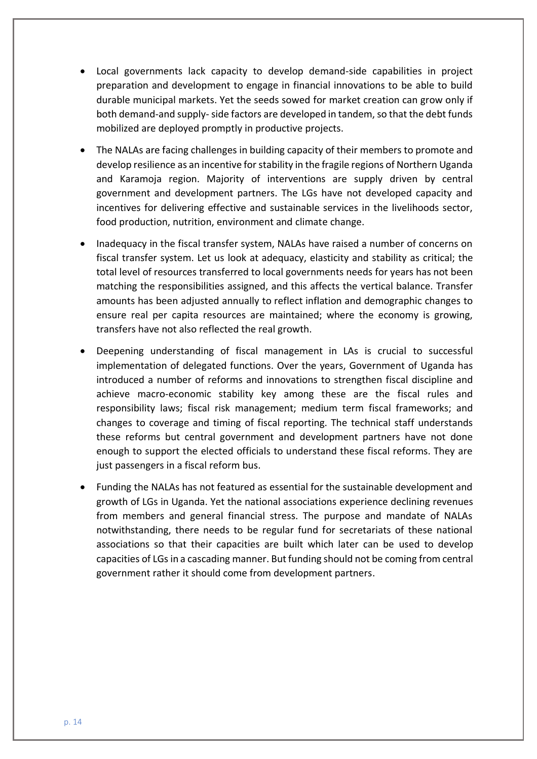- Local governments lack capacity to develop demand-side capabilities in project preparation and development to engage in financial innovations to be able to build durable municipal markets. Yet the seeds sowed for market creation can grow only if both demand-and supply- side factors are developed in tandem, so that the debt funds mobilized are deployed promptly in productive projects.

- The NALAs are facing challenges in building capacity of their members to promote and develop resilience as an incentive for stability in the fragile regions of Northern Uganda and Karamoja region. Majority of interventions are supply driven by central government and development partners. The LGs have not developed capacity and incentives for delivering effective and sustainable services in the livelihoods sector, food production, nutrition, environment and climate change.

- Inadequacy in the fiscal transfer system, NALAs have raised a number of concerns on fiscal transfer system. Let us look at adequacy, elasticity and stability as critical; the total level of resources transferred to local governments needs for years has not been matching the responsibilities assigned, and this affects the vertical balance. Transfer amounts has been adjusted annually to reflect inflation and demographic changes to ensure real per capita resources are maintained; where the economy is growing, transfers have not also reflected the real growth.

- Deepening understanding of fiscal management in LAs is crucial to successful implementation of delegated functions. Over the years, Government of Uganda has introduced a number of reforms and innovations to strengthen fiscal discipline and achieve macro-economic stability key among these are the fiscal rules and responsibility laws; fiscal risk management; medium term fiscal frameworks; and changes to coverage and timing of fiscal reporting. The technical staff understands these reforms but central government and development partners have not done enough to support the elected officials to understand these fiscal reforms. They are just passengers in a fiscal reform bus.

- Funding the NALAs has not featured as essential for the sustainable development and growth of LGs in Uganda. Yet the national associations experience declining revenues from members and general financial stress. The purpose and mandate of NALAs notwithstanding, there needs to be regular fund for secretariats of these national associations so that their capacities are built which later can be used to develop capacities of LGs in a cascading manner. But funding should not be coming from central government rather it should come from development partners.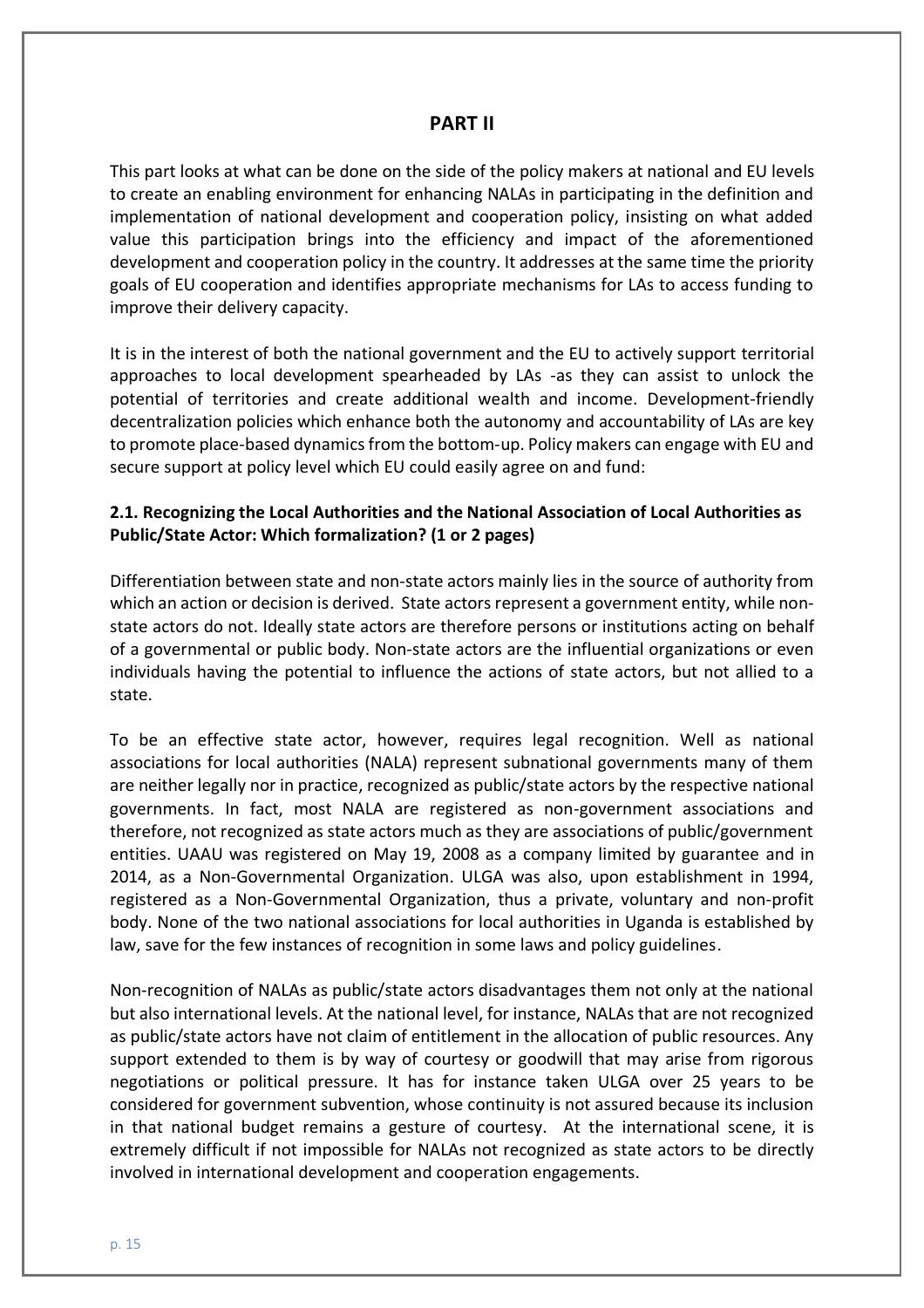# PART II

This part looks at what can be done on the side of the policy makers at national and EU levels to create an enabling environment for enhancing NALAs in participating in the definition and implementation of national development and cooperation policy, insisting on what added value this participation brings into the efficiency and impact of the aforementioned development and cooperation policy in the country. It addresses at the same time the priority goals of EU cooperation and identifies appropriate mechanisms for LAs to access funding to improve their delivery capacity.

It is in the interest of both the national government and the EU to actively support territorial approaches to local development spearheaded by LAs -as they can assist to unlock the potential of territories and create additional wealth and income. Development-friendly decentralization policies which enhance both the autonomy and accountability of LAs are key to promote place-based dynamics from the bottom-up. Policy makers can engage with EU and secure support at policy level which EU could easily agree on and fund:

## 2.1. Recognizing the Local Authorities and the National Association of Local Authorities as Public/State Actor: Which formalization? (1 or 2 pages)

Differentiation between state and non-state actors mainly lies in the source of authority from which an action or decision is derived. State actors represent a government entity, while non-state actors do not. Ideally state actors are therefore persons or institutions acting on behalf of a governmental or public body. Non-state actors are the influential organizations or even individuals having the potential to influence the actions of state actors, but not allied to a state.

To be an effective state actor, however, requires legal recognition. Well as national associations for local authorities (NALA) represent subnational governments many of them are neither legally nor in practice, recognized as public/state actors by the respective national governments. In fact, most NALA are registered as non-government associations and therefore, not recognized as state actors much as they are associations of public/government entities. UAAU was registered on May 19, 2008 as a company limited by guarantee and in 2014, as a Non-Governmental Organization. ULGA was also, upon establishment in 1994, registered as a Non-Governmental Organization, thus a private, voluntary and non-profit body. None of the two national associations for local authorities in Uganda is established by law, save for the few instances of recognition in some laws and policy guidelines.

Non-recognition of NALAs as public/state actors disadvantages them not only at the national but also international levels. At the national level, for instance, NALAs that are not recognized as public/state actors have not claim of entitlement in the allocation of public resources. Any support extended to them is by way of courtesy or goodwill that may arise from rigorous negotiations or political pressure. It has for instance taken ULGA over 25 years to be considered for government subvention, whose continuity is not assured because its inclusion in that national budget remains a gesture of courtesy. At the international scene, it is extremely difficult if not impossible for NALAs not recognized as state actors to be directly involved in international development and cooperation engagements.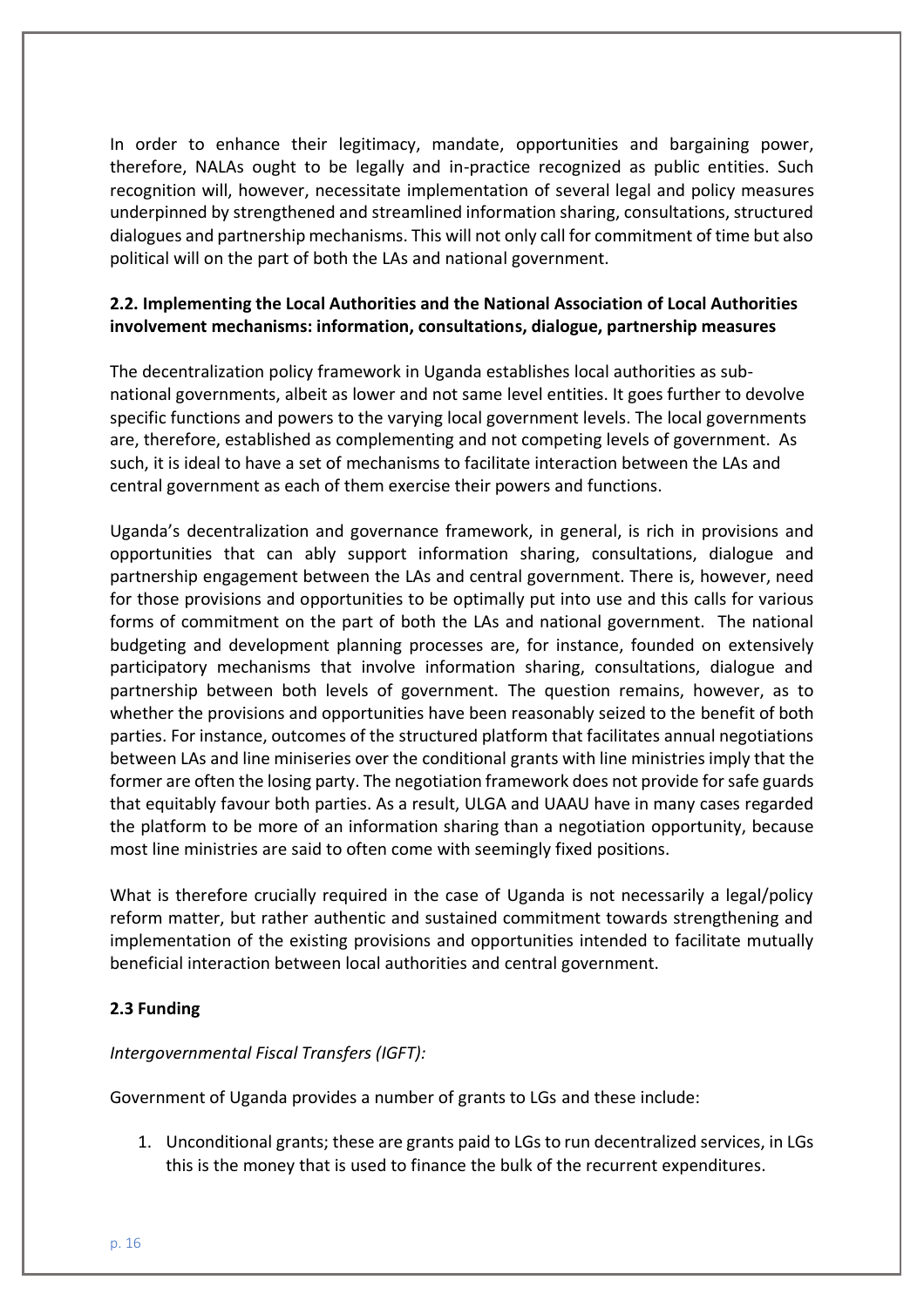In order to enhance their legitimacy, mandate, opportunities and bargaining power, therefore, NALAs ought to be legally and in-practice recognized as public entities. Such recognition will, however, necessitate implementation of several legal and policy measures underpinned by strengthened and streamlined information sharing, consultations, structured dialogues and partnership mechanisms. This will not only call for commitment of time but also political will on the part of both the LAs and national government.

### 2.2. Implementing the Local Authorities and the National Association of Local Authorities involvement mechanisms: information, consultations, dialogue, partnership measures

The decentralization policy framework in Uganda establishes local authorities as sub-national governments, albeit as lower and not same level entities. It goes further to devolve specific functions and powers to the varying local government levels. The local governments are, therefore, established as complementing and not competing levels of government. As such, it is ideal to have a set of mechanisms to facilitate interaction between the LAs and central government as each of them exercise their powers and functions.

Uganda's decentralization and governance framework, in general, is rich in provisions and opportunities that can ably support information sharing, consultations, dialogue and partnership engagement between the LAs and central government. There is, however, need for those provisions and opportunities to be optimally put into use and this calls for various forms of commitment on the part of both the LAs and national government. The national budgeting and development planning processes are, for instance, founded on extensively participatory mechanisms that involve information sharing, consultations, dialogue and partnership between both levels of government. The question remains, however, as to whether the provisions and opportunities have been reasonably seized to the benefit of both parties. For instance, outcomes of the structured platform that facilitates annual negotiations between LAs and line miniseries over the conditional grants with line ministries imply that the former are often the losing party. The negotiation framework does not provide for safe guards that equitably favour both parties. As a result, ULGA and UAAU have in many cases regarded the platform to be more of an information sharing than a negotiation opportunity, because most line ministries are said to often come with seemingly fixed positions.

What is therefore crucially required in the case of Uganda is not necessarily a legal/policy reform matter, but rather authentic and sustained commitment towards strengthening and implementation of the existing provisions and opportunities intended to facilitate mutually beneficial interaction between local authorities and central government.

### 2.3 Funding

*Intergovernmental Fiscal Transfers (IGFT):*

Government of Uganda provides a number of grants to LGs and these include:

1. Unconditional grants; these are grants paid to LGs to run decentralized services, in LGs this is the money that is used to finance the bulk of the recurrent expenditures.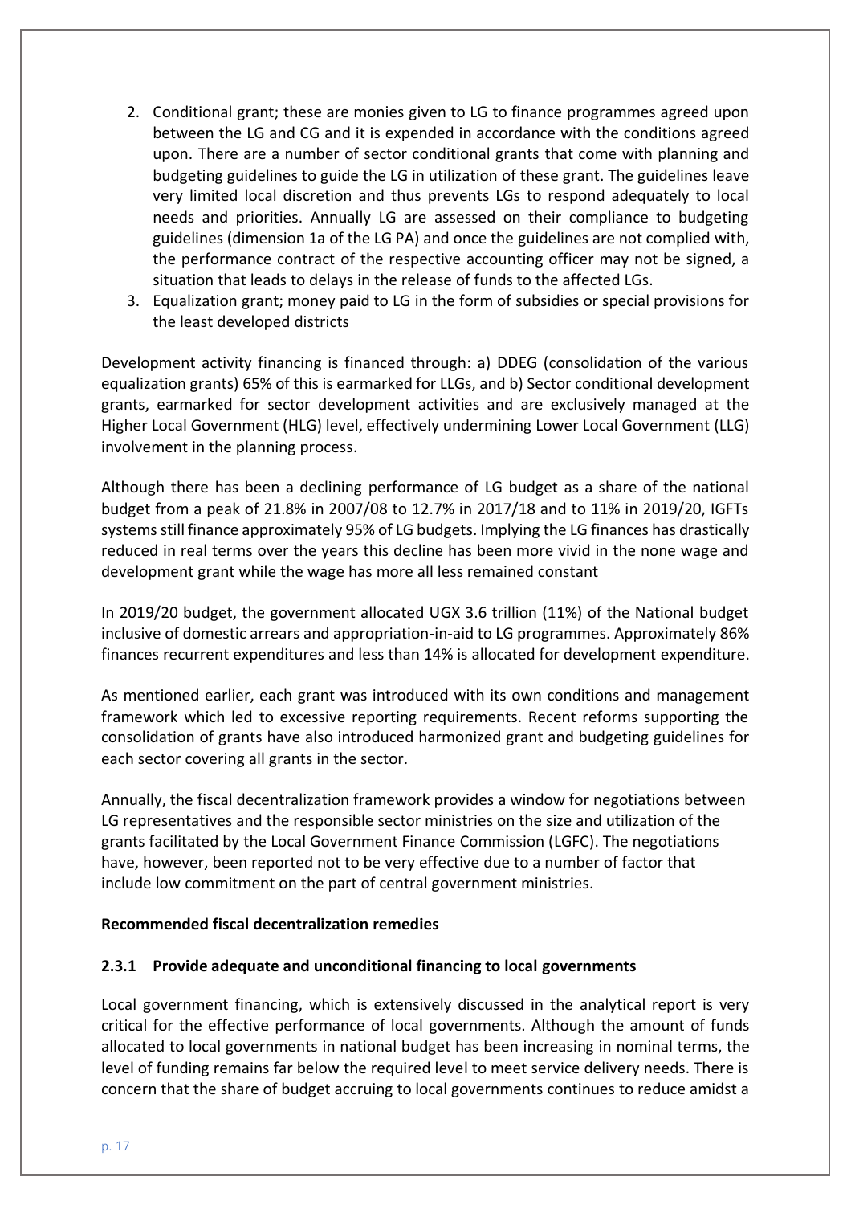2. Conditional grant; these are monies given to LG to finance programmes agreed upon between the LG and CG and it is expended in accordance with the conditions agreed upon. There are a number of sector conditional grants that come with planning and budgeting guidelines to guide the LG in utilization of these grant. The guidelines leave very limited local discretion and thus prevents LGs to respond adequately to local needs and priorities. Annually LG are assessed on their compliance to budgeting guidelines (dimension 1a of the LG PA) and once the guidelines are not complied with, the performance contract of the respective accounting officer may not be signed, a situation that leads to delays in the release of funds to the affected LGs.
3. Equalization grant; money paid to LG in the form of subsidies or special provisions for the least developed districts

Development activity financing is financed through: a) DDEG (consolidation of the various equalization grants) 65% of this is earmarked for LLGs, and b) Sector conditional development grants, earmarked for sector development activities and are exclusively managed at the Higher Local Government (HLG) level, effectively undermining Lower Local Government (LLG) involvement in the planning process.

Although there has been a declining performance of LG budget as a share of the national budget from a peak of 21.8% in 2007/08 to 12.7% in 2017/18 and to 11% in 2019/20, IGFTs systems still finance approximately 95% of LG budgets. Implying the LG finances has drastically reduced in real terms over the years this decline has been more vivid in the none wage and development grant while the wage has more all less remained constant

In 2019/20 budget, the government allocated UGX 3.6 trillion (11%) of the National budget inclusive of domestic arrears and appropriation-in-aid to LG programmes. Approximately 86% finances recurrent expenditures and less than 14% is allocated for development expenditure.

As mentioned earlier, each grant was introduced with its own conditions and management framework which led to excessive reporting requirements. Recent reforms supporting the consolidation of grants have also introduced harmonized grant and budgeting guidelines for each sector covering all grants in the sector.

Annually, the fiscal decentralization framework provides a window for negotiations between LG representatives and the responsible sector ministries on the size and utilization of the grants facilitated by the Local Government Finance Commission (LGFC). The negotiations have, however, been reported not to be very effective due to a number of factor that include low commitment on the part of central government ministries.

**Recommended fiscal decentralization remedies**

### 2.3.1 Provide adequate and unconditional financing to local governments

Local government financing, which is extensively discussed in the analytical report is very critical for the effective performance of local governments. Although the amount of funds allocated to local governments in national budget has been increasing in nominal terms, the level of funding remains far below the required level to meet service delivery needs. There is concern that the share of budget accruing to local governments continues to reduce amidst a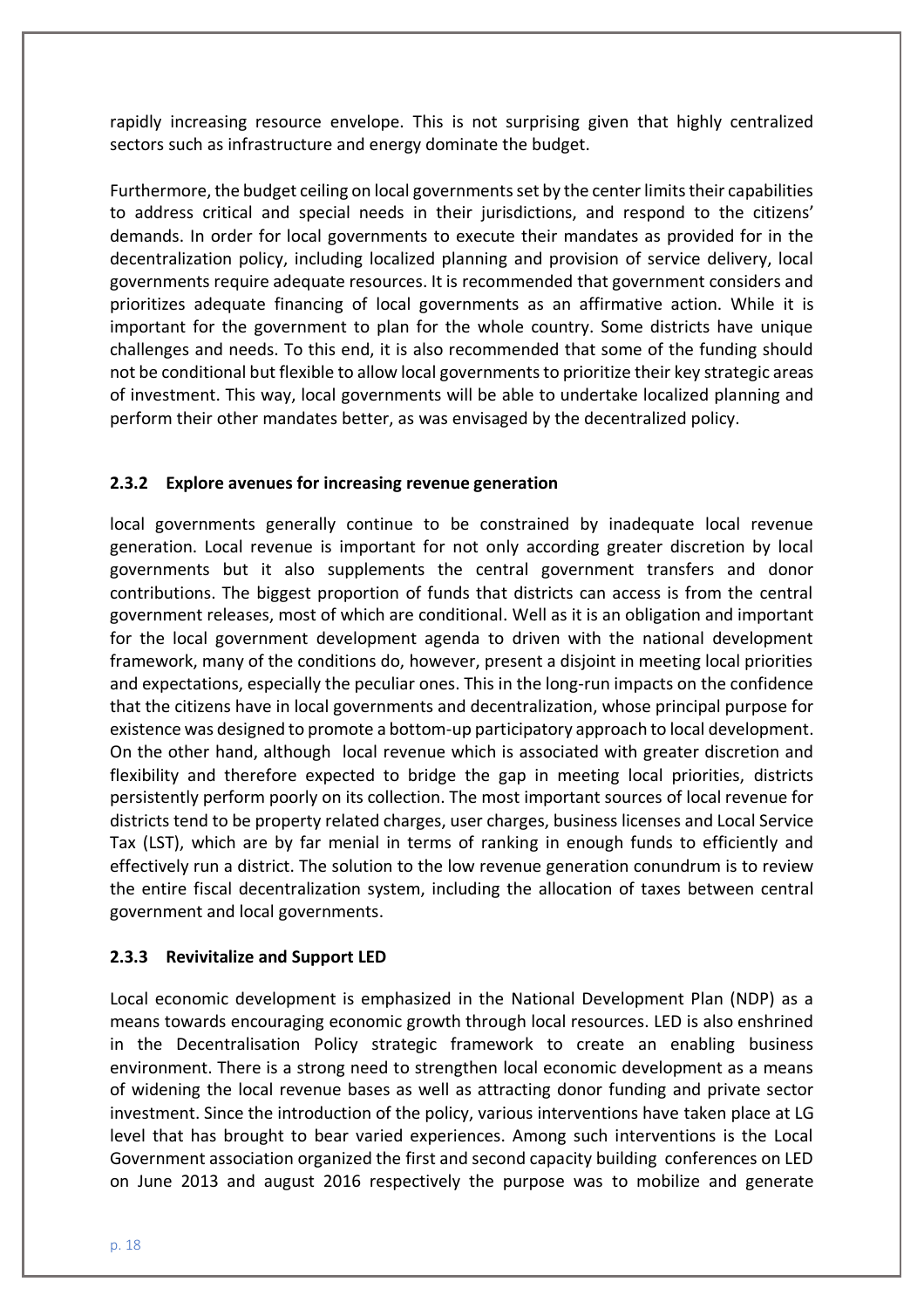rapidly increasing resource envelope. This is not surprising given that highly centralized sectors such as infrastructure and energy dominate the budget.

Furthermore, the budget ceiling on local governments set by the center limits their capabilities to address critical and special needs in their jurisdictions, and respond to the citizens' demands. In order for local governments to execute their mandates as provided for in the decentralization policy, including localized planning and provision of service delivery, local governments require adequate resources. It is recommended that government considers and prioritizes adequate financing of local governments as an affirmative action. While it is important for the government to plan for the whole country. Some districts have unique challenges and needs. To this end, it is also recommended that some of the funding should not be conditional but flexible to allow local governments to prioritize their key strategic areas of investment. This way, local governments will be able to undertake localized planning and perform their other mandates better, as was envisaged by the decentralized policy.

### 2.3.2 Explore avenues for increasing revenue generation

local governments generally continue to be constrained by inadequate local revenue generation. Local revenue is important for not only according greater discretion by local governments but it also supplements the central government transfers and donor contributions. The biggest proportion of funds that districts can access is from the central government releases, most of which are conditional. Well as it is an obligation and important for the local government development agenda to driven with the national development framework, many of the conditions do, however, present a disjoint in meeting local priorities and expectations, especially the peculiar ones. This in the long-run impacts on the confidence that the citizens have in local governments and decentralization, whose principal purpose for existence was designed to promote a bottom-up participatory approach to local development. On the other hand, although local revenue which is associated with greater discretion and flexibility and therefore expected to bridge the gap in meeting local priorities, districts persistently perform poorly on its collection. The most important sources of local revenue for districts tend to be property related charges, user charges, business licenses and Local Service Tax (LST), which are by far menial in terms of ranking in enough funds to efficiently and effectively run a district. The solution to the low revenue generation conundrum is to review the entire fiscal decentralization system, including the allocation of taxes between central government and local governments.

### 2.3.3 Revivitalize and Support LED

Local economic development is emphasized in the National Development Plan (NDP) as a means towards encouraging economic growth through local resources. LED is also enshrined in the Decentralisation Policy strategic framework to create an enabling business environment. There is a strong need to strengthen local economic development as a means of widening the local revenue bases as well as attracting donor funding and private sector investment. Since the introduction of the policy, various interventions have taken place at LG level that has brought to bear varied experiences. Among such interventions is the Local Government association organized the first and second capacity building conferences on LED on June 2013 and august 2016 respectively the purpose was to mobilize and generate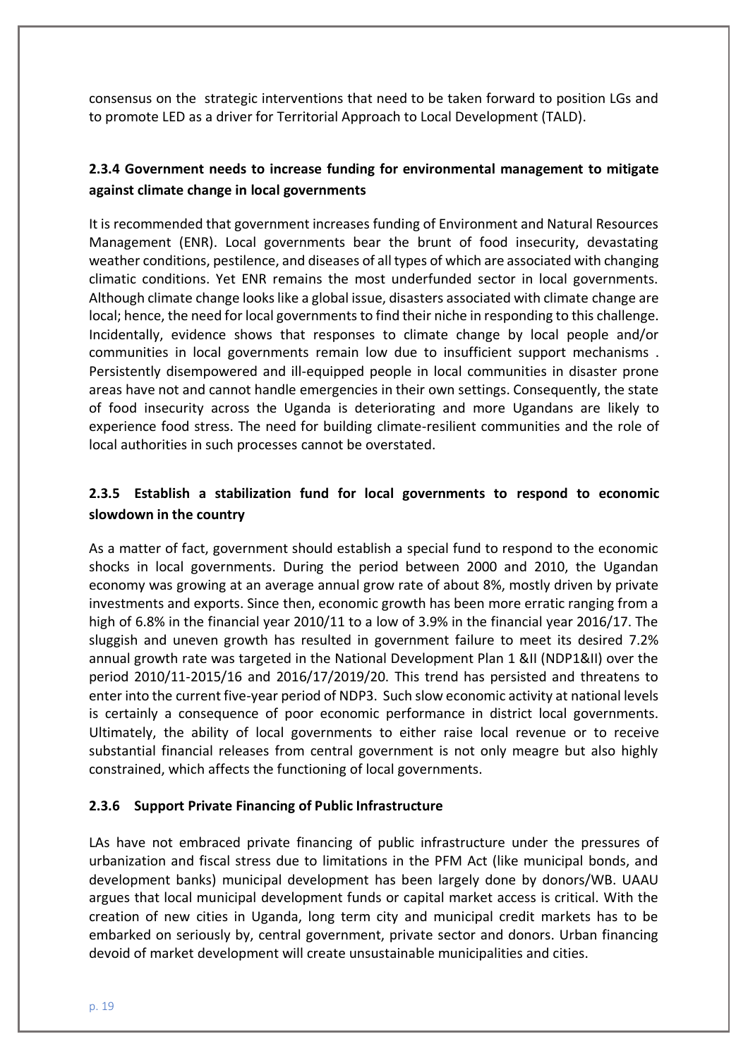consensus on the strategic interventions that need to be taken forward to position LGs and to promote LED as a driver for Territorial Approach to Local Development (TALD).

### 2.3.4 Government needs to increase funding for environmental management to mitigate against climate change in local governments

It is recommended that government increases funding of Environment and Natural Resources Management (ENR). Local governments bear the brunt of food insecurity, devastating weather conditions, pestilence, and diseases of all types of which are associated with changing climatic conditions. Yet ENR remains the most underfunded sector in local governments. Although climate change looks like a global issue, disasters associated with climate change are local; hence, the need for local governments to find their niche in responding to this challenge. Incidentally, evidence shows that responses to climate change by local people and/or communities in local governments remain low due to insufficient support mechanisms . Persistently disempowered and ill-equipped people in local communities in disaster prone areas have not and cannot handle emergencies in their own settings. Consequently, the state of food insecurity across the Uganda is deteriorating and more Ugandans are likely to experience food stress. The need for building climate-resilient communities and the role of local authorities in such processes cannot be overstated.

### 2.3.5 Establish a stabilization fund for local governments to respond to economic slowdown in the country

As a matter of fact, government should establish a special fund to respond to the economic shocks in local governments. During the period between 2000 and 2010, the Ugandan economy was growing at an average annual grow rate of about 8%, mostly driven by private investments and exports. Since then, economic growth has been more erratic ranging from a high of 6.8% in the financial year 2010/11 to a low of 3.9% in the financial year 2016/17. The sluggish and uneven growth has resulted in government failure to meet its desired 7.2% annual growth rate was targeted in the National Development Plan 1 &II (NDP1&II) over the period 2010/11-2015/16 and 2016/17/2019/20. This trend has persisted and threatens to enter into the current five-year period of NDP3. Such slow economic activity at national levels is certainly a consequence of poor economic performance in district local governments. Ultimately, the ability of local governments to either raise local revenue or to receive substantial financial releases from central government is not only meagre but also highly constrained, which affects the functioning of local governments.

### 2.3.6 Support Private Financing of Public Infrastructure

LAs have not embraced private financing of public infrastructure under the pressures of urbanization and fiscal stress due to limitations in the PFM Act (like municipal bonds, and development banks) municipal development has been largely done by donors/WB. UAAU argues that local municipal development funds or capital market access is critical. With the creation of new cities in Uganda, long term city and municipal credit markets has to be embarked on seriously by, central government, private sector and donors. Urban financing devoid of market development will create unsustainable municipalities and cities.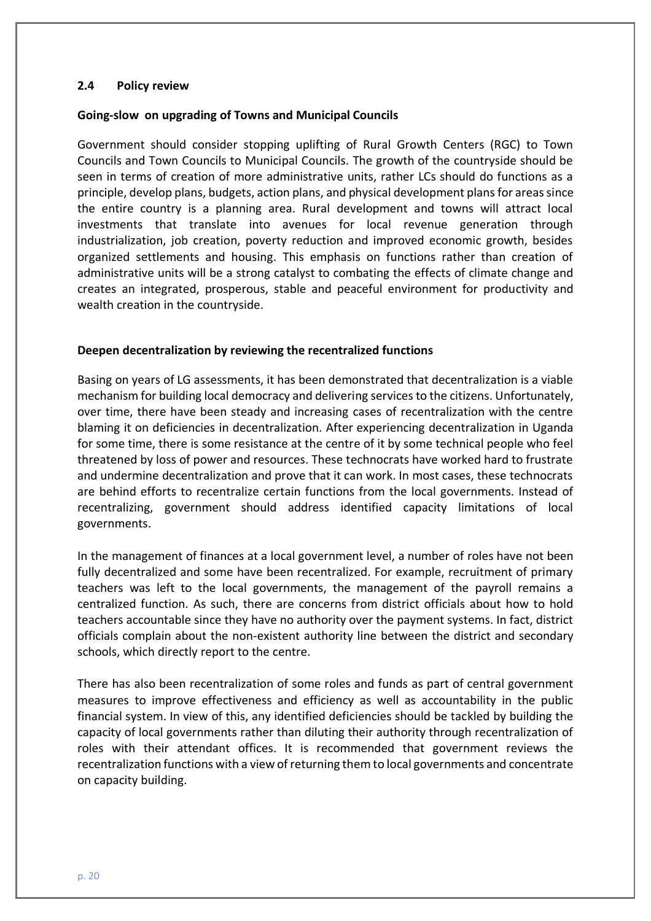## 2.4 Policy review

**Going-slow on upgrading of Towns and Municipal Councils**

Government should consider stopping uplifting of Rural Growth Centers (RGC) to Town Councils and Town Councils to Municipal Councils. The growth of the countryside should be seen in terms of creation of more administrative units, rather LCs should do functions as a principle, develop plans, budgets, action plans, and physical development plans for areas since the entire country is a planning area. Rural development and towns will attract local investments that translate into avenues for local revenue generation through industrialization, job creation, poverty reduction and improved economic growth, besides organized settlements and housing. This emphasis on functions rather than creation of administrative units will be a strong catalyst to combating the effects of climate change and creates an integrated, prosperous, stable and peaceful environment for productivity and wealth creation in the countryside.

**Deepen decentralization by reviewing the recentralized functions**

Basing on years of LG assessments, it has been demonstrated that decentralization is a viable mechanism for building local democracy and delivering services to the citizens. Unfortunately, over time, there have been steady and increasing cases of recentralization with the centre blaming it on deficiencies in decentralization. After experiencing decentralization in Uganda for some time, there is some resistance at the centre of it by some technical people who feel threatened by loss of power and resources. These technocrats have worked hard to frustrate and undermine decentralization and prove that it can work. In most cases, these technocrats are behind efforts to recentralize certain functions from the local governments. Instead of recentralizing, government should address identified capacity limitations of local governments.

In the management of finances at a local government level, a number of roles have not been fully decentralized and some have been recentralized. For example, recruitment of primary teachers was left to the local governments, the management of the payroll remains a centralized function. As such, there are concerns from district officials about how to hold teachers accountable since they have no authority over the payment systems. In fact, district officials complain about the non-existent authority line between the district and secondary schools, which directly report to the centre.

There has also been recentralization of some roles and funds as part of central government measures to improve effectiveness and efficiency as well as accountability in the public financial system. In view of this, any identified deficiencies should be tackled by building the capacity of local governments rather than diluting their authority through recentralization of roles with their attendant offices. It is recommended that government reviews the recentralization functions with a view of returning them to local governments and concentrate on capacity building.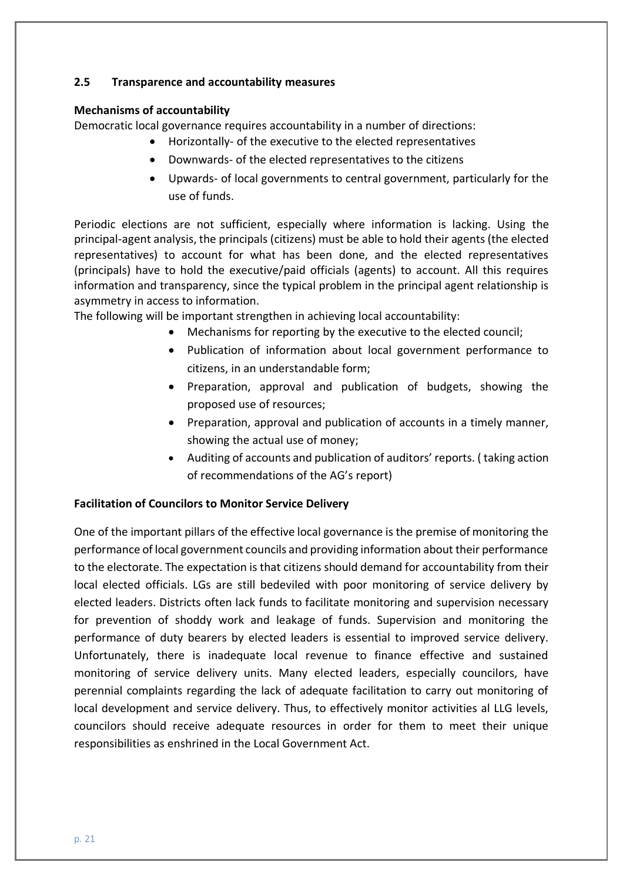## 2.5 Transparence and accountability measures

**Mechanisms of accountability**

Democratic local governance requires accountability in a number of directions:

- Horizontally- of the executive to the elected representatives
- Downwards- of the elected representatives to the citizens
- Upwards- of local governments to central government, particularly for the use of funds.

Periodic elections are not sufficient, especially where information is lacking. Using the principal-agent analysis, the principals (citizens) must be able to hold their agents (the elected representatives) to account for what has been done, and the elected representatives (principals) have to hold the executive/paid officials (agents) to account. All this requires information and transparency, since the typical problem in the principal agent relationship is asymmetry in access to information.

The following will be important strengthen in achieving local accountability:

- Mechanisms for reporting by the executive to the elected council;
- Publication of information about local government performance to citizens, in an understandable form;
- Preparation, approval and publication of budgets, showing the proposed use of resources;
- Preparation, approval and publication of accounts in a timely manner, showing the actual use of money;
- Auditing of accounts and publication of auditors' reports. ( taking action of recommendations of the AG's report)

**Facilitation of Councilors to Monitor Service Delivery**

One of the important pillars of the effective local governance is the premise of monitoring the performance of local government councils and providing information about their performance to the electorate. The expectation is that citizens should demand for accountability from their local elected officials. LGs are still bedeviled with poor monitoring of service delivery by elected leaders. Districts often lack funds to facilitate monitoring and supervision necessary for prevention of shoddy work and leakage of funds. Supervision and monitoring the performance of duty bearers by elected leaders is essential to improved service delivery. Unfortunately, there is inadequate local revenue to finance effective and sustained monitoring of service delivery units. Many elected leaders, especially councilors, have perennial complaints regarding the lack of adequate facilitation to carry out monitoring of local development and service delivery. Thus, to effectively monitor activities al LLG levels, councilors should receive adequate resources in order for them to meet their unique responsibilities as enshrined in the Local Government Act.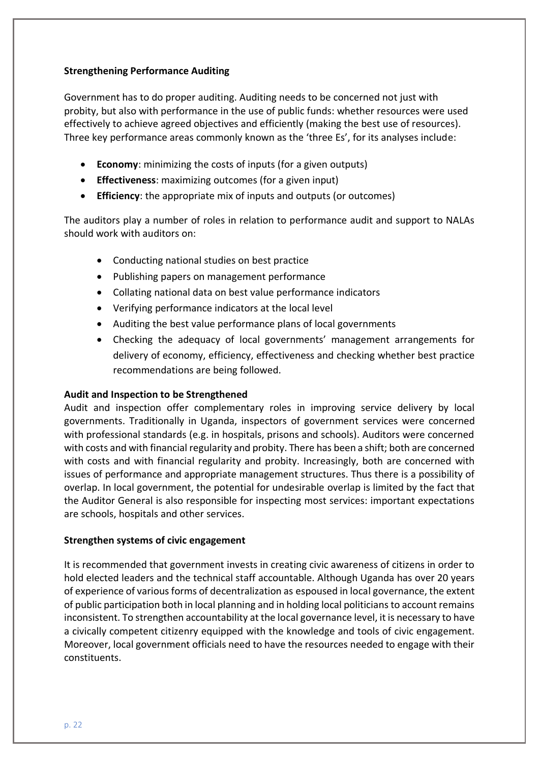**Strengthening Performance Auditing**

Government has to do proper auditing. Auditing needs to be concerned not just with probity, but also with performance in the use of public funds: whether resources were used effectively to achieve agreed objectives and efficiently (making the best use of resources). Three key performance areas commonly known as the 'three Es', for its analyses include:

- **Economy**: minimizing the costs of inputs (for a given outputs)
- **Effectiveness**: maximizing outcomes (for a given input)
- **Efficiency**: the appropriate mix of inputs and outputs (or outcomes)

The auditors play a number of roles in relation to performance audit and support to NALAs should work with auditors on:

- Conducting national studies on best practice
- Publishing papers on management performance
- Collating national data on best value performance indicators
- Verifying performance indicators at the local level
- Auditing the best value performance plans of local governments
- Checking the adequacy of local governments' management arrangements for delivery of economy, efficiency, effectiveness and checking whether best practice recommendations are being followed.

**Audit and Inspection to be Strengthened**

Audit and inspection offer complementary roles in improving service delivery by local governments. Traditionally in Uganda, inspectors of government services were concerned with professional standards (e.g. in hospitals, prisons and schools). Auditors were concerned with costs and with financial regularity and probity. There has been a shift; both are concerned with costs and with financial regularity and probity. Increasingly, both are concerned with issues of performance and appropriate management structures. Thus there is a possibility of overlap. In local government, the potential for undesirable overlap is limited by the fact that the Auditor General is also responsible for inspecting most services: important expectations are schools, hospitals and other services.

**Strengthen systems of civic engagement**

It is recommended that government invests in creating civic awareness of citizens in order to hold elected leaders and the technical staff accountable. Although Uganda has over 20 years of experience of various forms of decentralization as espoused in local governance, the extent of public participation both in local planning and in holding local politicians to account remains inconsistent. To strengthen accountability at the local governance level, it is necessary to have a civically competent citizenry equipped with the knowledge and tools of civic engagement. Moreover, local government officials need to have the resources needed to engage with their constituents.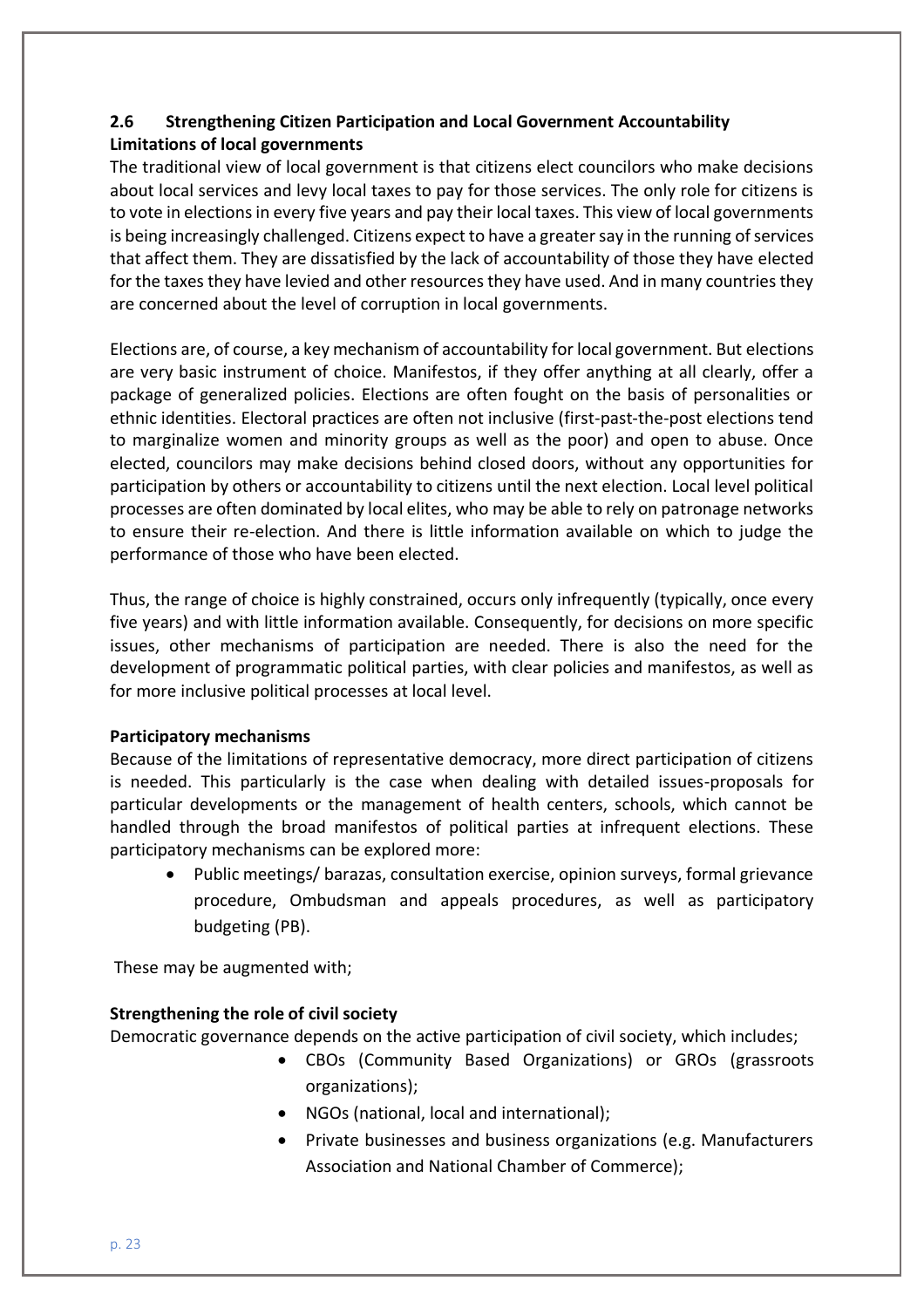## 2.6 Strengthening Citizen Participation and Local Government Accountability

**Limitations of local governments**

The traditional view of local government is that citizens elect councilors who make decisions about local services and levy local taxes to pay for those services. The only role for citizens is to vote in elections in every five years and pay their local taxes. This view of local governments is being increasingly challenged. Citizens expect to have a greater say in the running of services that affect them. They are dissatisfied by the lack of accountability of those they have elected for the taxes they have levied and other resources they have used. And in many countries they are concerned about the level of corruption in local governments.

Elections are, of course, a key mechanism of accountability for local government. But elections are very basic instrument of choice. Manifestos, if they offer anything at all clearly, offer a package of generalized policies. Elections are often fought on the basis of personalities or ethnic identities. Electoral practices are often not inclusive (first-past-the-post elections tend to marginalize women and minority groups as well as the poor) and open to abuse. Once elected, councilors may make decisions behind closed doors, without any opportunities for participation by others or accountability to citizens until the next election. Local level political processes are often dominated by local elites, who may be able to rely on patronage networks to ensure their re-election. And there is little information available on which to judge the performance of those who have been elected.

Thus, the range of choice is highly constrained, occurs only infrequently (typically, once every five years) and with little information available. Consequently, for decisions on more specific issues, other mechanisms of participation are needed. There is also the need for the development of programmatic political parties, with clear policies and manifestos, as well as for more inclusive political processes at local level.

**Participatory mechanisms**

Because of the limitations of representative democracy, more direct participation of citizens is needed. This particularly is the case when dealing with detailed issues-proposals for particular developments or the management of health centers, schools, which cannot be handled through the broad manifestos of political parties at infrequent elections. These participatory mechanisms can be explored more:

- Public meetings/ barazas, consultation exercise, opinion surveys, formal grievance procedure, Ombudsman and appeals procedures, as well as participatory budgeting (PB).

These may be augmented with;

**Strengthening the role of civil society**

Democratic governance depends on the active participation of civil society, which includes;

- CBOs (Community Based Organizations) or GROs (grassroots organizations);
- NGOs (national, local and international);
- Private businesses and business organizations (e.g. Manufacturers Association and National Chamber of Commerce);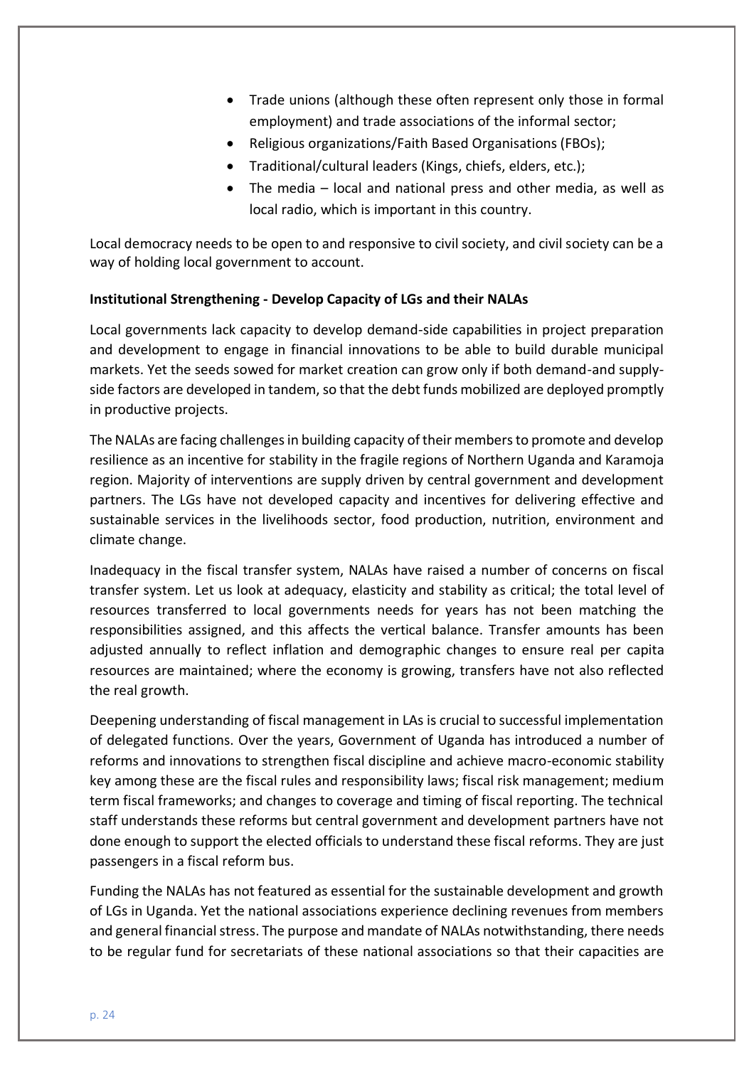- Trade unions (although these often represent only those in formal employment) and trade associations of the informal sector;
- Religious organizations/Faith Based Organisations (FBOs);
- Traditional/cultural leaders (Kings, chiefs, elders, etc.);
- The media – local and national press and other media, as well as local radio, which is important in this country.

Local democracy needs to be open to and responsive to civil society, and civil society can be a way of holding local government to account.

**Institutional Strengthening - Develop Capacity of LGs and their NALAs**

Local governments lack capacity to develop demand-side capabilities in project preparation and development to engage in financial innovations to be able to build durable municipal markets. Yet the seeds sowed for market creation can grow only if both demand-and supply-side factors are developed in tandem, so that the debt funds mobilized are deployed promptly in productive projects.

The NALAs are facing challenges in building capacity of their members to promote and develop resilience as an incentive for stability in the fragile regions of Northern Uganda and Karamoja region. Majority of interventions are supply driven by central government and development partners. The LGs have not developed capacity and incentives for delivering effective and sustainable services in the livelihoods sector, food production, nutrition, environment and climate change.

Inadequacy in the fiscal transfer system, NALAs have raised a number of concerns on fiscal transfer system. Let us look at adequacy, elasticity and stability as critical; the total level of resources transferred to local governments needs for years has not been matching the responsibilities assigned, and this affects the vertical balance. Transfer amounts has been adjusted annually to reflect inflation and demographic changes to ensure real per capita resources are maintained; where the economy is growing, transfers have not also reflected the real growth.

Deepening understanding of fiscal management in LAs is crucial to successful implementation of delegated functions. Over the years, Government of Uganda has introduced a number of reforms and innovations to strengthen fiscal discipline and achieve macro-economic stability key among these are the fiscal rules and responsibility laws; fiscal risk management; medium term fiscal frameworks; and changes to coverage and timing of fiscal reporting. The technical staff understands these reforms but central government and development partners have not done enough to support the elected officials to understand these fiscal reforms. They are just passengers in a fiscal reform bus.

Funding the NALAs has not featured as essential for the sustainable development and growth of LGs in Uganda. Yet the national associations experience declining revenues from members and general financial stress. The purpose and mandate of NALAs notwithstanding, there needs to be regular fund for secretariats of these national associations so that their capacities are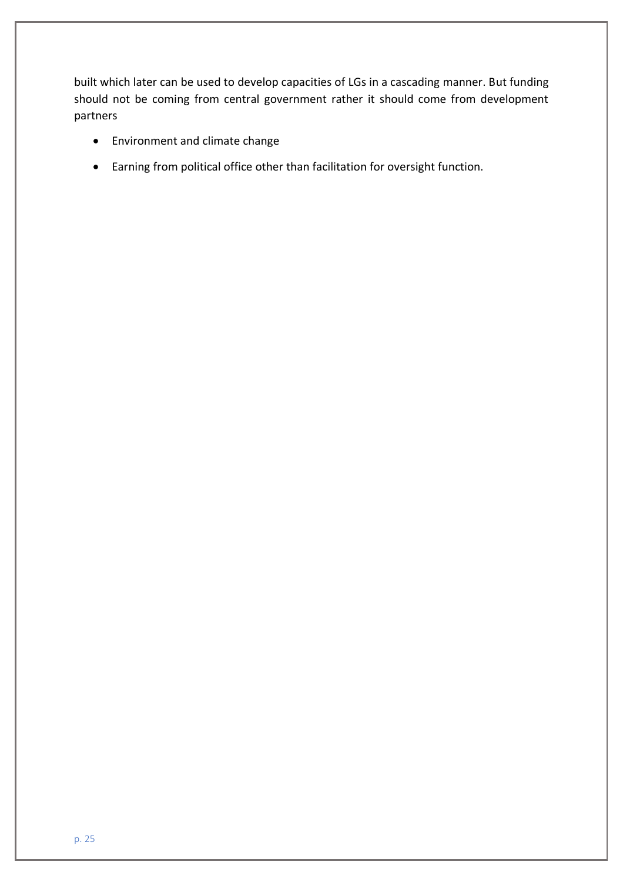built which later can be used to develop capacities of LGs in a cascading manner. But funding should not be coming from central government rather it should come from development partners

- Environment and climate change
- Earning from political office other than facilitation for oversight function.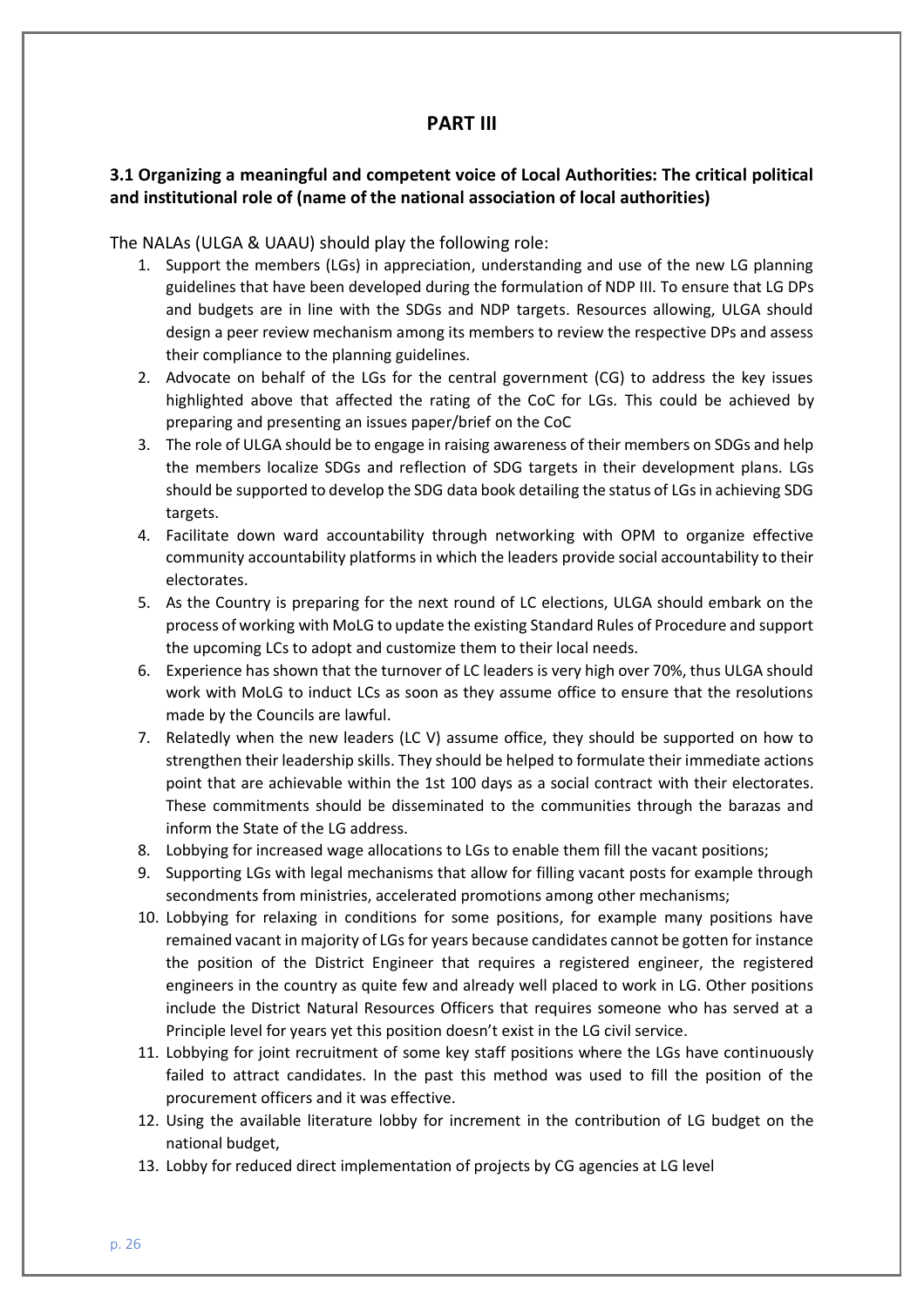# PART III

## 3.1 Organizing a meaningful and competent voice of Local Authorities: The critical political and institutional role of (name of the national association of local authorities)

The NALAs (ULGA & UAAU) should play the following role:

1. Support the members (LGs) in appreciation, understanding and use of the new LG planning guidelines that have been developed during the formulation of NDP III. To ensure that LG DPs and budgets are in line with the SDGs and NDP targets. Resources allowing, ULGA should design a peer review mechanism among its members to review the respective DPs and assess their compliance to the planning guidelines.
2. Advocate on behalf of the LGs for the central government (CG) to address the key issues highlighted above that affected the rating of the CoC for LGs. This could be achieved by preparing and presenting an issues paper/brief on the CoC
3. The role of ULGA should be to engage in raising awareness of their members on SDGs and help the members localize SDGs and reflection of SDG targets in their development plans. LGs should be supported to develop the SDG data book detailing the status of LGs in achieving SDG targets.
4. Facilitate down ward accountability through networking with OPM to organize effective community accountability platforms in which the leaders provide social accountability to their electorates.
5. As the Country is preparing for the next round of LC elections, ULGA should embark on the process of working with MoLG to update the existing Standard Rules of Procedure and support the upcoming LCs to adopt and customize them to their local needs.
6. Experience has shown that the turnover of LC leaders is very high over 70%, thus ULGA should work with MoLG to induct LCs as soon as they assume office to ensure that the resolutions made by the Councils are lawful.
7. Relatedly when the new leaders (LC V) assume office, they should be supported on how to strengthen their leadership skills. They should be helped to formulate their immediate actions point that are achievable within the 1st 100 days as a social contract with their electorates. These commitments should be disseminated to the communities through the barazas and inform the State of the LG address.
8. Lobbying for increased wage allocations to LGs to enable them fill the vacant positions;
9. Supporting LGs with legal mechanisms that allow for filling vacant posts for example through secondments from ministries, accelerated promotions among other mechanisms;
10. Lobbying for relaxing in conditions for some positions, for example many positions have remained vacant in majority of LGs for years because candidates cannot be gotten for instance the position of the District Engineer that requires a registered engineer, the registered engineers in the country as quite few and already well placed to work in LG. Other positions include the District Natural Resources Officers that requires someone who has served at a Principle level for years yet this position doesn't exist in the LG civil service.
11. Lobbying for joint recruitment of some key staff positions where the LGs have continuously failed to attract candidates. In the past this method was used to fill the position of the procurement officers and it was effective.
12. Using the available literature lobby for increment in the contribution of LG budget on the national budget,
13. Lobby for reduced direct implementation of projects by CG agencies at LG level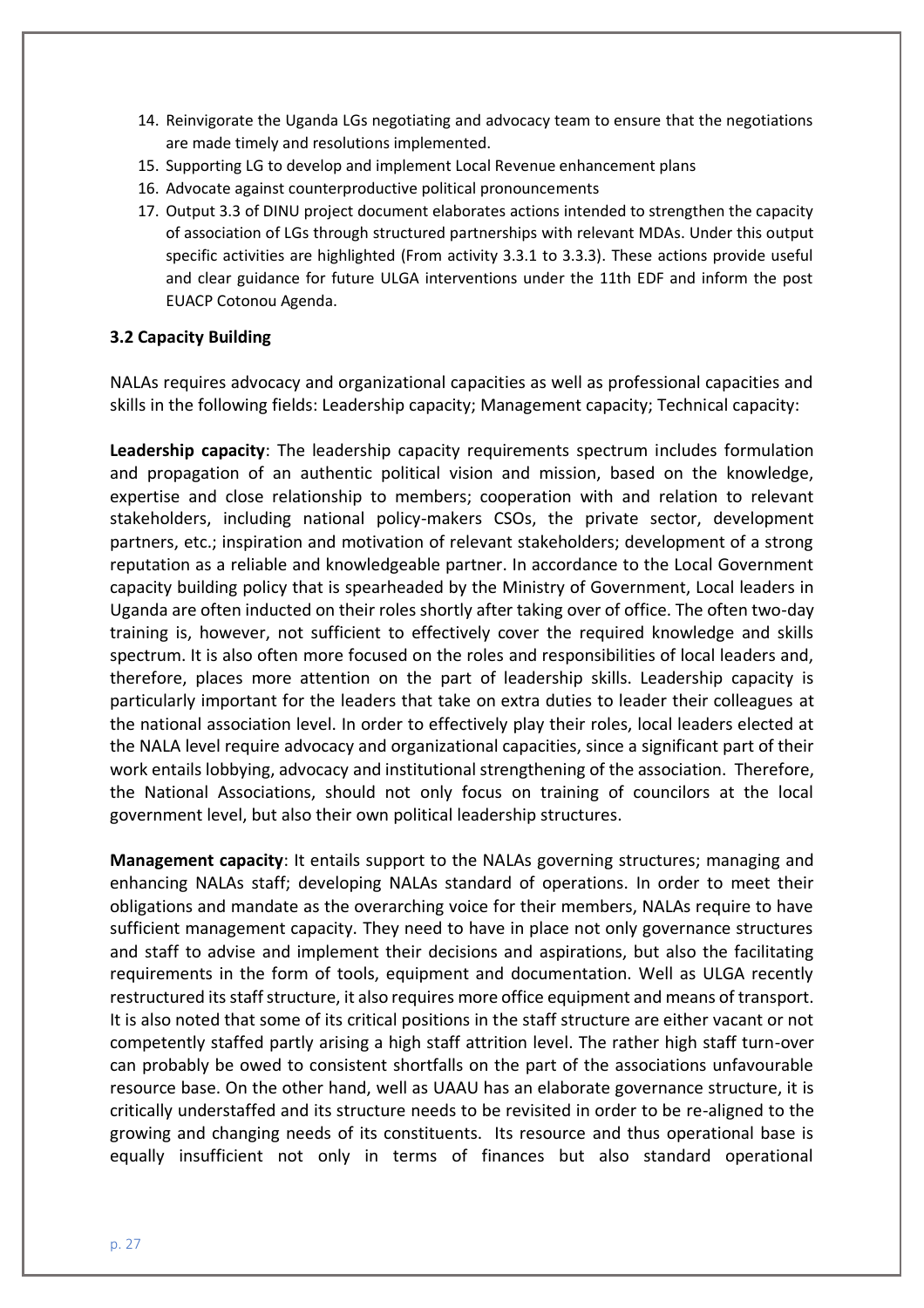14. Reinvigorate the Uganda LGs negotiating and advocacy team to ensure that the negotiations are made timely and resolutions implemented.
15. Supporting LG to develop and implement Local Revenue enhancement plans
16. Advocate against counterproductive political pronouncements
17. Output 3.3 of DINU project document elaborates actions intended to strengthen the capacity of association of LGs through structured partnerships with relevant MDAs. Under this output specific activities are highlighted (From activity 3.3.1 to 3.3.3). These actions provide useful and clear guidance for future ULGA interventions under the 11th EDF and inform the post EUACP Cotonou Agenda.

### 3.2 Capacity Building

NALAs requires advocacy and organizational capacities as well as professional capacities and skills in the following fields: Leadership capacity; Management capacity; Technical capacity:

**Leadership capacity**: The leadership capacity requirements spectrum includes formulation and propagation of an authentic political vision and mission, based on the knowledge, expertise and close relationship to members; cooperation with and relation to relevant stakeholders, including national policy-makers CSOs, the private sector, development partners, etc.; inspiration and motivation of relevant stakeholders; development of a strong reputation as a reliable and knowledgeable partner. In accordance to the Local Government capacity building policy that is spearheaded by the Ministry of Government, Local leaders in Uganda are often inducted on their roles shortly after taking over of office. The often two-day training is, however, not sufficient to effectively cover the required knowledge and skills spectrum. It is also often more focused on the roles and responsibilities of local leaders and, therefore, places more attention on the part of leadership skills. Leadership capacity is particularly important for the leaders that take on extra duties to leader their colleagues at the national association level. In order to effectively play their roles, local leaders elected at the NALA level require advocacy and organizational capacities, since a significant part of their work entails lobbying, advocacy and institutional strengthening of the association. Therefore, the National Associations, should not only focus on training of councilors at the local government level, but also their own political leadership structures.

**Management capacity**: It entails support to the NALAs governing structures; managing and enhancing NALAs staff; developing NALAs standard of operations. In order to meet their obligations and mandate as the overarching voice for their members, NALAs require to have sufficient management capacity. They need to have in place not only governance structures and staff to advise and implement their decisions and aspirations, but also the facilitating requirements in the form of tools, equipment and documentation. Well as ULGA recently restructured its staff structure, it also requires more office equipment and means of transport. It is also noted that some of its critical positions in the staff structure are either vacant or not competently staffed partly arising a high staff attrition level. The rather high staff turn-over can probably be owed to consistent shortfalls on the part of the associations unfavourable resource base. On the other hand, well as UAAU has an elaborate governance structure, it is critically understaffed and its structure needs to be revisited in order to be re-aligned to the growing and changing needs of its constituents. Its resource and thus operational base is equally insufficient not only in terms of finances but also standard operational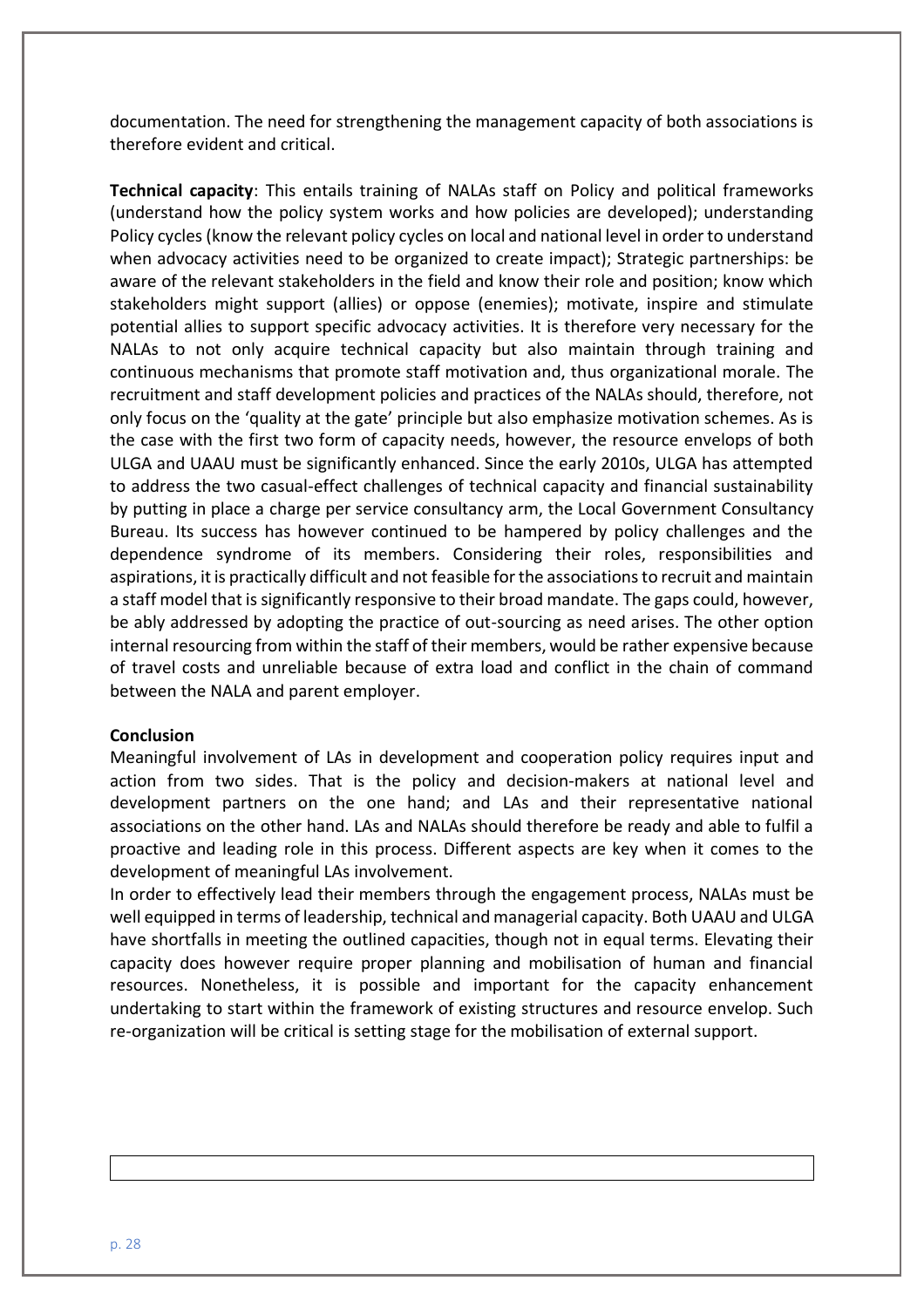documentation. The need for strengthening the management capacity of both associations is therefore evident and critical.

**Technical capacity**: This entails training of NALAs staff on Policy and political frameworks (understand how the policy system works and how policies are developed); understanding Policy cycles (know the relevant policy cycles on local and national level in order to understand when advocacy activities need to be organized to create impact); Strategic partnerships: be aware of the relevant stakeholders in the field and know their role and position; know which stakeholders might support (allies) or oppose (enemies); motivate, inspire and stimulate potential allies to support specific advocacy activities. It is therefore very necessary for the NALAs to not only acquire technical capacity but also maintain through training and continuous mechanisms that promote staff motivation and, thus organizational morale. The recruitment and staff development policies and practices of the NALAs should, therefore, not only focus on the 'quality at the gate' principle but also emphasize motivation schemes. As is the case with the first two form of capacity needs, however, the resource envelops of both ULGA and UAAU must be significantly enhanced. Since the early 2010s, ULGA has attempted to address the two casual-effect challenges of technical capacity and financial sustainability by putting in place a charge per service consultancy arm, the Local Government Consultancy Bureau. Its success has however continued to be hampered by policy challenges and the dependence syndrome of its members. Considering their roles, responsibilities and aspirations, it is practically difficult and not feasible for the associations to recruit and maintain a staff model that is significantly responsive to their broad mandate. The gaps could, however, be ably addressed by adopting the practice of out-sourcing as need arises. The other option internal resourcing from within the staff of their members, would be rather expensive because of travel costs and unreliable because of extra load and conflict in the chain of command between the NALA and parent employer.

**Conclusion**

Meaningful involvement of LAs in development and cooperation policy requires input and action from two sides. That is the policy and decision-makers at national level and development partners on the one hand; and LAs and their representative national associations on the other hand. LAs and NALAs should therefore be ready and able to fulfil a proactive and leading role in this process. Different aspects are key when it comes to the development of meaningful LAs involvement.

In order to effectively lead their members through the engagement process, NALAs must be well equipped in terms of leadership, technical and managerial capacity. Both UAAU and ULGA have shortfalls in meeting the outlined capacities, though not in equal terms. Elevating their capacity does however require proper planning and mobilisation of human and financial resources. Nonetheless, it is possible and important for the capacity enhancement undertaking to start within the framework of existing structures and resource envelop. Such re-organization will be critical is setting stage for the mobilisation of external support.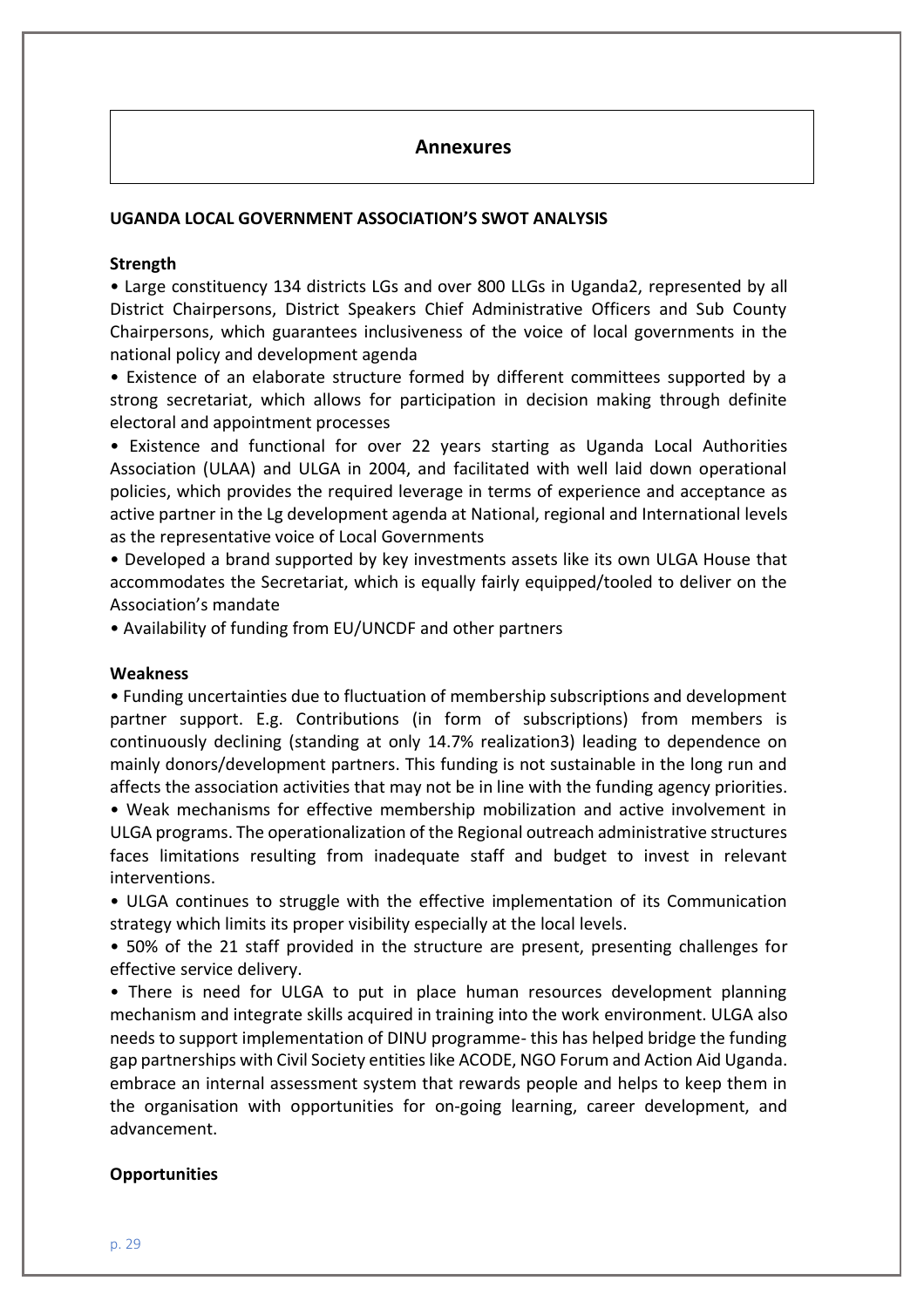# Annexures

**UGANDA LOCAL GOVERNMENT ASSOCIATION'S SWOT ANALYSIS**

**Strength**

- Large constituency 134 districts LGs and over 800 LLGs in Uganda[2], represented by all District Chairpersons, District Speakers Chief Administrative Officers and Sub County Chairpersons, which guarantees inclusiveness of the voice of local governments in the national policy and development agenda
- Existence of an elaborate structure formed by different committees supported by a strong secretariat, which allows for participation in decision making through definite electoral and appointment processes
- Existence and functional for over 22 years starting as Uganda Local Authorities Association (ULAA) and ULGA in 2004, and facilitated with well laid down operational policies, which provides the required leverage in terms of experience and acceptance as active partner in the Lg development agenda at National, regional and International levels as the representative voice of Local Governments
- Developed a brand supported by key investments assets like its own ULGA House that accommodates the Secretariat, which is equally fairly equipped/tooled to deliver on the Association's mandate
- Availability of funding from EU/UNCDF and other partners

**Weakness**

- Funding uncertainties due to fluctuation of membership subscriptions and development partner support. E.g. Contributions (in form of subscriptions) from members is continuously declining (standing at only 14.7% realization[3]) leading to dependence on mainly donors/development partners. This funding is not sustainable in the long run and affects the association activities that may not be in line with the funding agency priorities.
- Weak mechanisms for effective membership mobilization and active involvement in ULGA programs. The operationalization of the Regional outreach administrative structures faces limitations resulting from inadequate staff and budget to invest in relevant interventions.
- ULGA continues to struggle with the effective implementation of its Communication strategy which limits its proper visibility especially at the local levels.
- 50% of the 21 staff provided in the structure are present, presenting challenges for effective service delivery.
- There is need for ULGA to put in place human resources development planning mechanism and integrate skills acquired in training into the work environment. ULGA also needs to support implementation of DINU programme- this has helped bridge the funding gap partnerships with Civil Society entities like ACODE, NGO Forum and Action Aid Uganda. embrace an internal assessment system that rewards people and helps to keep them in the organisation with opportunities for on-going learning, career development, and advancement.

**Opportunities**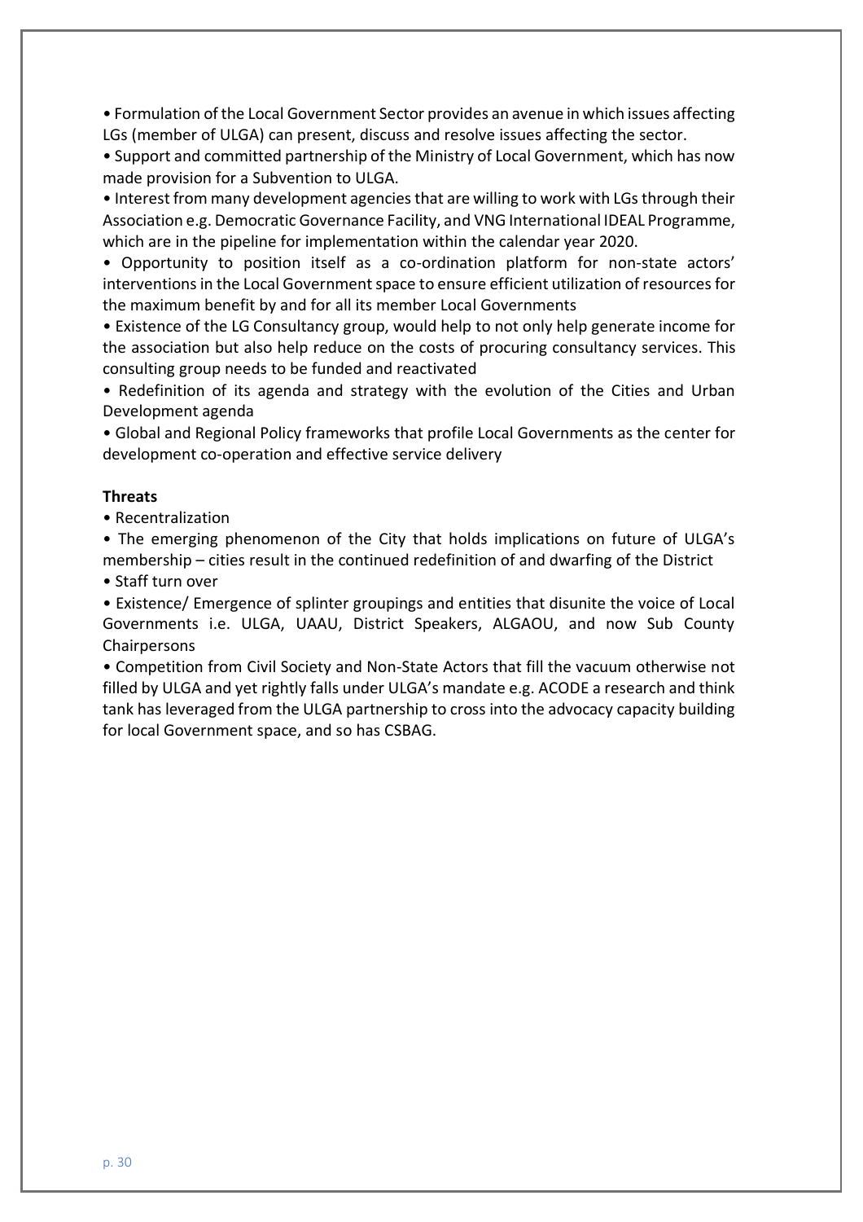- Formulation of the Local Government Sector provides an avenue in which issues affecting LGs (member of ULGA) can present, discuss and resolve issues affecting the sector.
- Support and committed partnership of the Ministry of Local Government, which has now made provision for a Subvention to ULGA.
- Interest from many development agencies that are willing to work with LGs through their Association e.g. Democratic Governance Facility, and VNG International IDEAL Programme, which are in the pipeline for implementation within the calendar year 2020.
- Opportunity to position itself as a co-ordination platform for non-state actors' interventions in the Local Government space to ensure efficient utilization of resources for the maximum benefit by and for all its member Local Governments
- Existence of the LG Consultancy group, would help to not only help generate income for the association but also help reduce on the costs of procuring consultancy services. This consulting group needs to be funded and reactivated
- Redefinition of its agenda and strategy with the evolution of the Cities and Urban Development agenda
- Global and Regional Policy frameworks that profile Local Governments as the center for development co-operation and effective service delivery

**Threats**

- Recentralization
- The emerging phenomenon of the City that holds implications on future of ULGA's membership – cities result in the continued redefinition of and dwarfing of the District
- Staff turn over
- Existence/ Emergence of splinter groupings and entities that disunite the voice of Local Governments i.e. ULGA, UAAU, District Speakers, ALGAOU, and now Sub County Chairpersons
- Competition from Civil Society and Non-State Actors that fill the vacuum otherwise not filled by ULGA and yet rightly falls under ULGA's mandate e.g. ACODE a research and think tank has leveraged from the ULGA partnership to cross into the advocacy capacity building for local Government space, and so has CSBAG.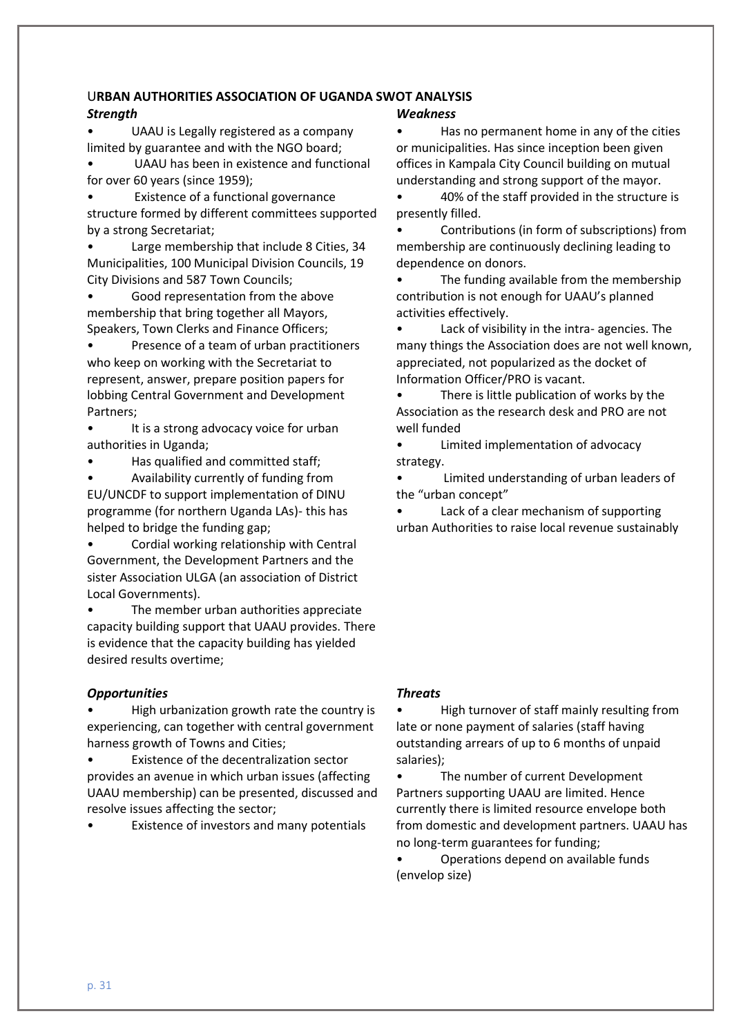## URBAN AUTHORITIES ASSOCIATION OF UGANDA SWOT ANALYSIS

### *Strength*

- UAAU is Legally registered as a company limited by guarantee and with the NGO board;
- UAAU has been in existence and functional for over 60 years (since 1959);
- Existence of a functional governance structure formed by different committees supported by a strong Secretariat;
- Large membership that include 8 Cities, 34 Municipalities, 100 Municipal Division Councils, 19 City Divisions and 587 Town Councils;
- Good representation from the above membership that bring together all Mayors, Speakers, Town Clerks and Finance Officers;
- Presence of a team of urban practitioners who keep on working with the Secretariat to represent, answer, prepare position papers for lobbing Central Government and Development Partners;
- It is a strong advocacy voice for urban authorities in Uganda;
- Has qualified and committed staff;
- Availability currently of funding from EU/UNCDF to support implementation of DINU programme (for northern Uganda LAs)- this has helped to bridge the funding gap;
- Cordial working relationship with Central Government, the Development Partners and the sister Association ULGA (an association of District Local Governments).
- The member urban authorities appreciate capacity building support that UAAU provides. There is evidence that the capacity building has yielded desired results overtime;

### *Weakness*

- Has no permanent home in any of the cities or municipalities. Has since inception been given offices in Kampala City Council building on mutual understanding and strong support of the mayor.
- 40% of the staff provided in the structure is presently filled.
- Contributions (in form of subscriptions) from membership are continuously declining leading to dependence on donors.
- The funding available from the membership contribution is not enough for UAAU's planned activities effectively.
- Lack of visibility in the intra- agencies. The many things the Association does are not well known, appreciated, not popularized as the docket of Information Officer/PRO is vacant.
- There is little publication of works by the Association as the research desk and PRO are not well funded
- Limited implementation of advocacy strategy.
- Limited understanding of urban leaders of the "urban concept"
- Lack of a clear mechanism of supporting urban Authorities to raise local revenue sustainably

### *Opportunities*

- High urbanization growth rate the country is experiencing, can together with central government harness growth of Towns and Cities;
- Existence of the decentralization sector provides an avenue in which urban issues (affecting UAAU membership) can be presented, discussed and resolve issues affecting the sector;
- Existence of investors and many potentials

### *Threats*

- High turnover of staff mainly resulting from late or none payment of salaries (staff having outstanding arrears of up to 6 months of unpaid salaries);
- The number of current Development Partners supporting UAAU are limited. Hence currently there is limited resource envelope both from domestic and development partners. UAAU has no long-term guarantees for funding;
- Operations depend on available funds (envelop size)